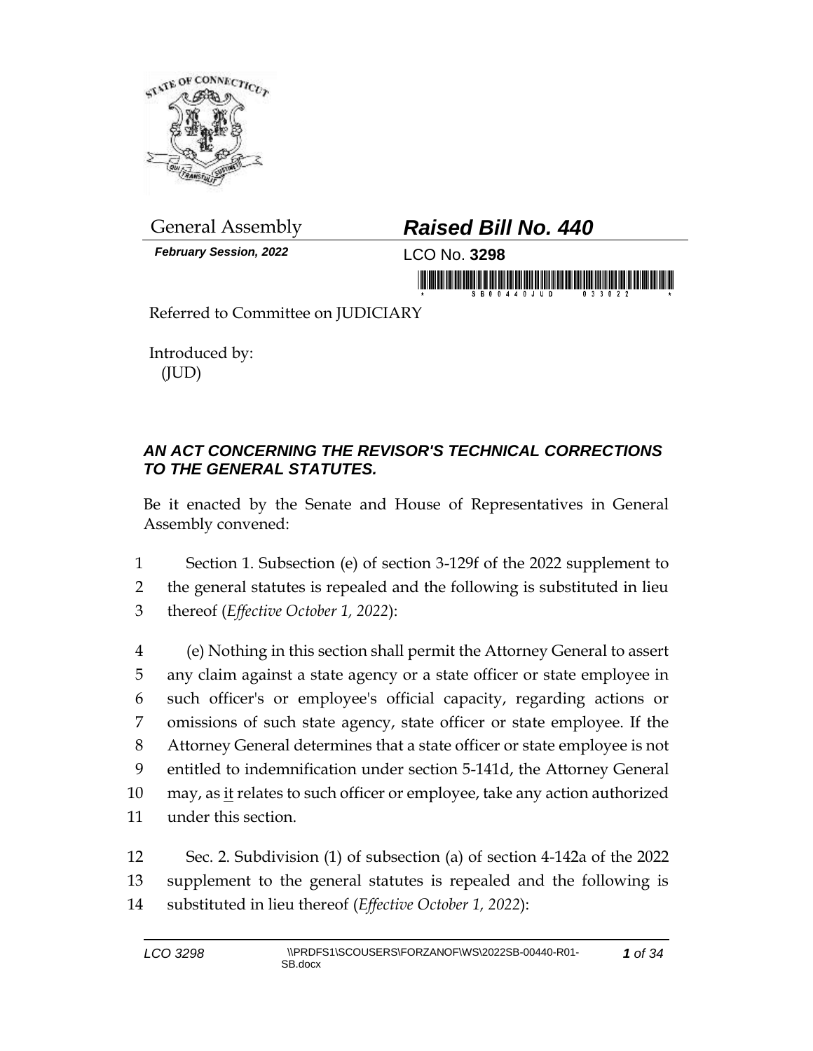General Assembly

# *Raised Bill No. 440*

***February Session, 2022***

LCO No. **3298**

Referred to Committee on JUDICIARY

Introduced by:
(JUD)

## *AN ACT CONCERNING THE REVISOR'S TECHNICAL CORRECTIONS TO THE GENERAL STATUTES.*

Be it enacted by the Senate and House of Representatives in General Assembly convened:

1 Section 1. Subsection (e) of section 3-129f of the 2022 supplement to
2 the general statutes is repealed and the following is substituted in lieu
3 thereof (*Effective October 1, 2022*):

4 (e) Nothing in this section shall permit the Attorney General to assert
5 any claim against a state agency or a state officer or state employee in
6 such officer's or employee's official capacity, regarding actions or
7 omissions of such state agency, state officer or state employee. If the
8 Attorney General determines that a state officer or state employee is not
9 entitled to indemnification under section 5-141d, the Attorney General
10 may, as <u>it</u> relates to such officer or employee, take any action authorized
11 under this section.

12 Sec. 2. Subdivision (1) of subsection (a) of section 4-142a of the 2022
13 supplement to the general statutes is repealed and the following is
14 substituted in lieu thereof (*Effective October 1, 2022*):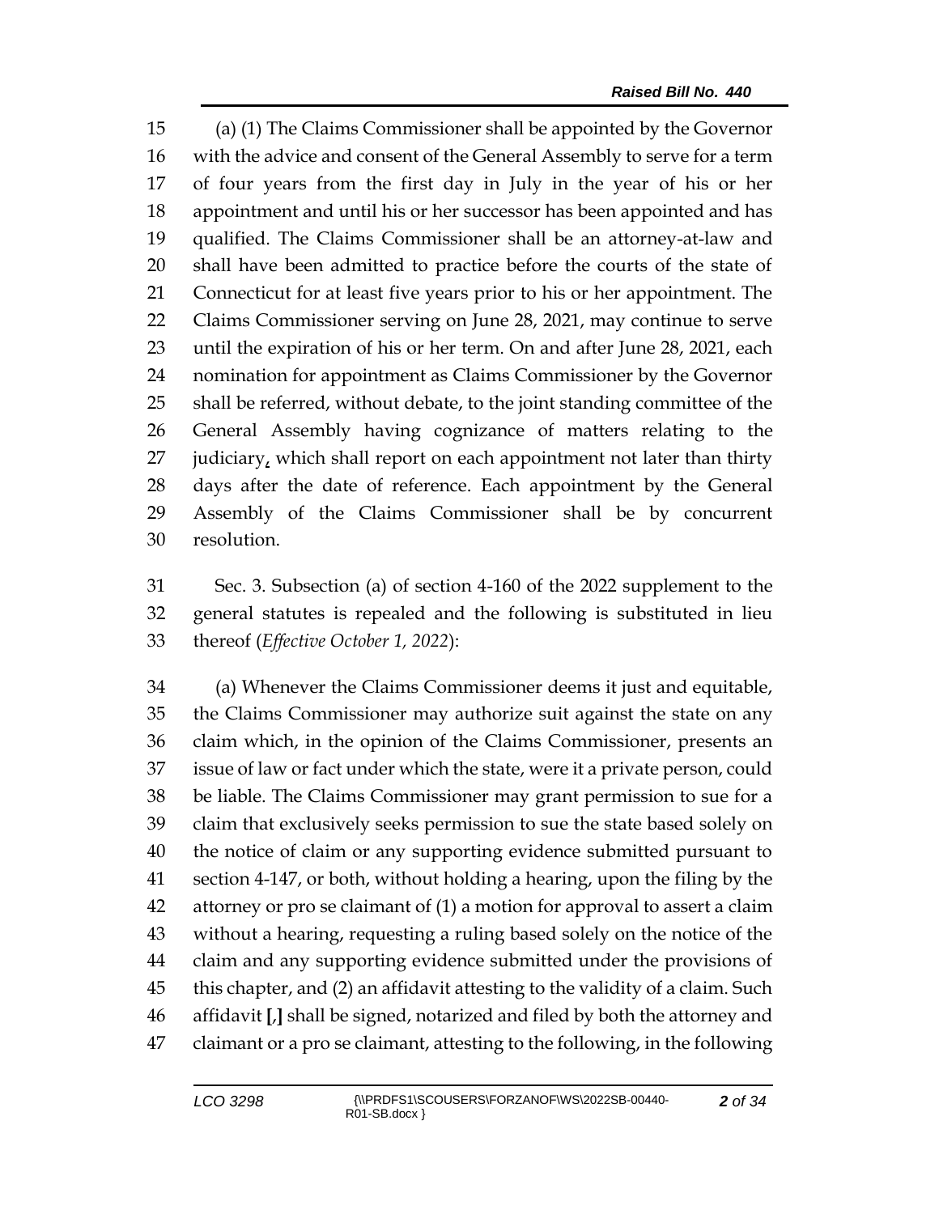(a) (1) The Claims Commissioner shall be appointed by the Governor with the advice and consent of the General Assembly to serve for a term of four years from the first day in July in the year of his or her appointment and until his or her successor has been appointed and has qualified. The Claims Commissioner shall be an attorney-at-law and shall have been admitted to practice before the courts of the state of Connecticut for at least five years prior to his or her appointment. The Claims Commissioner serving on June 28, 2021, may continue to serve until the expiration of his or her term. On and after June 28, 2021, each nomination for appointment as Claims Commissioner by the Governor shall be referred, without debate, to the joint standing committee of the General Assembly having cognizance of matters relating to the judiciary, which shall report on each appointment not later than thirty days after the date of reference. Each appointment by the General Assembly of the Claims Commissioner shall be by concurrent resolution.

Sec. 3. Subsection (a) of section 4-160 of the 2022 supplement to the general statutes is repealed and the following is substituted in lieu thereof (*Effective October 1, 2022*):

(a) Whenever the Claims Commissioner deems it just and equitable, the Claims Commissioner may authorize suit against the state on any claim which, in the opinion of the Claims Commissioner, presents an issue of law or fact under which the state, were it a private person, could be liable. The Claims Commissioner may grant permission to sue for a claim that exclusively seeks permission to sue the state based solely on the notice of claim or any supporting evidence submitted pursuant to section 4-147, or both, without holding a hearing, upon the filing by the attorney or pro se claimant of (1) a motion for approval to assert a claim without a hearing, requesting a ruling based solely on the notice of the claim and any supporting evidence submitted under the provisions of this chapter, and (2) an affidavit attesting to the validity of a claim. Such affidavit **[,]** shall be signed, notarized and filed by both the attorney and claimant or a pro se claimant, attesting to the following, in the following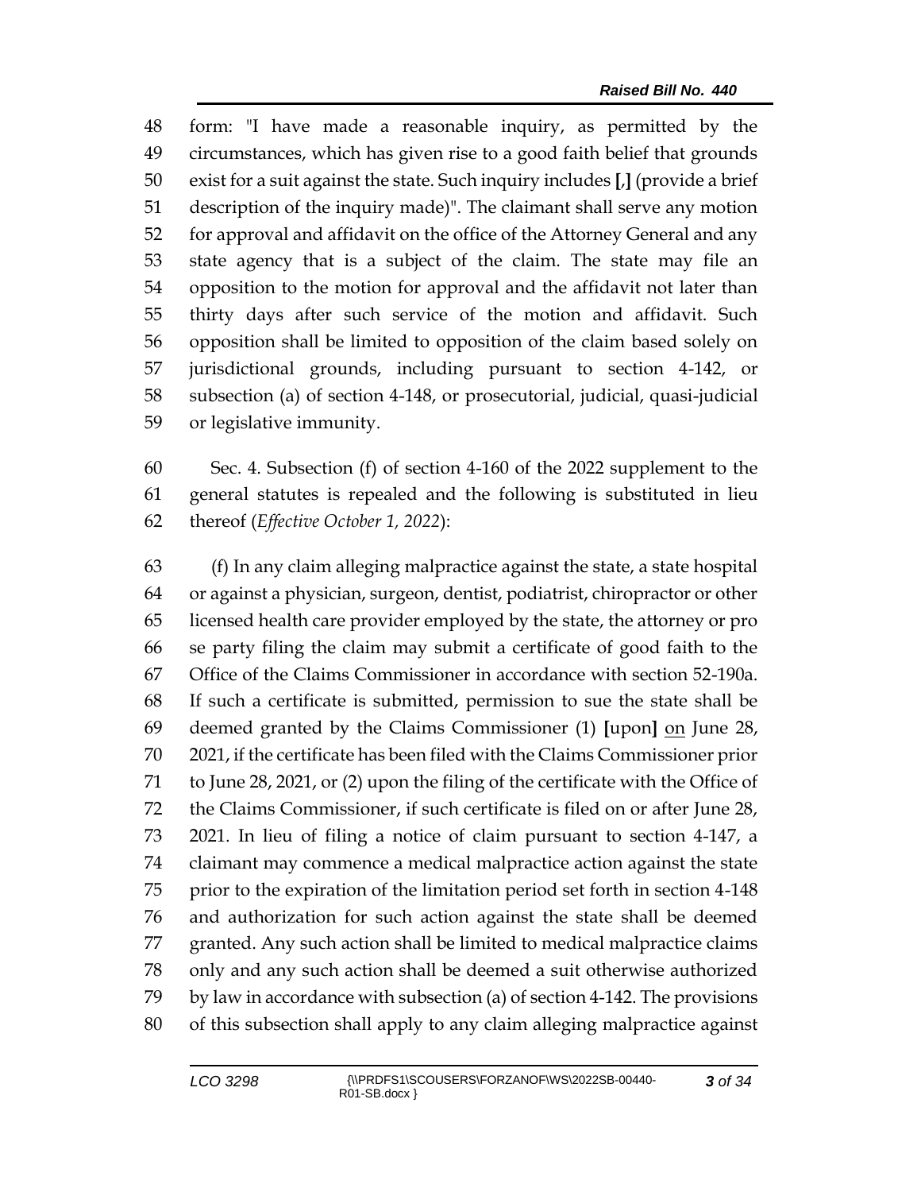48 form: "I have made a reasonable inquiry, as permitted by the
49 circumstances, which has given rise to a good faith belief that grounds
50 exist for a suit against the state. Such inquiry includes **[**,**]** (provide a brief
51 description of the inquiry made)". The claimant shall serve any motion
52 for approval and affidavit on the office of the Attorney General and any
53 state agency that is a subject of the claim. The state may file an
54 opposition to the motion for approval and the affidavit not later than
55 thirty days after such service of the motion and affidavit. Such
56 opposition shall be limited to opposition of the claim based solely on
57 jurisdictional grounds, including pursuant to section 4-142, or
58 subsection (a) of section 4-148, or prosecutorial, judicial, quasi-judicial
59 or legislative immunity.

60 Sec. 4. Subsection (f) of section 4-160 of the 2022 supplement to the
61 general statutes is repealed and the following is substituted in lieu
62 thereof (*Effective October 1, 2022*):

63 (f) In any claim alleging malpractice against the state, a state hospital
64 or against a physician, surgeon, dentist, podiatrist, chiropractor or other
65 licensed health care provider employed by the state, the attorney or pro
66 se party filing the claim may submit a certificate of good faith to the
67 Office of the Claims Commissioner in accordance with section 52-190a.
68 If such a certificate is submitted, permission to sue the state shall be
69 deemed granted by the Claims Commissioner (1) **[**upon**]** <u>on</u> June 28,
70 2021, if the certificate has been filed with the Claims Commissioner prior
71 to June 28, 2021, or (2) upon the filing of the certificate with the Office of
72 the Claims Commissioner, if such certificate is filed on or after June 28,
73 2021. In lieu of filing a notice of claim pursuant to section 4-147, a
74 claimant may commence a medical malpractice action against the state
75 prior to the expiration of the limitation period set forth in section 4-148
76 and authorization for such action against the state shall be deemed
77 granted. Any such action shall be limited to medical malpractice claims
78 only and any such action shall be deemed a suit otherwise authorized
79 by law in accordance with subsection (a) of section 4-142. The provisions
80 of this subsection shall apply to any claim alleging malpractice against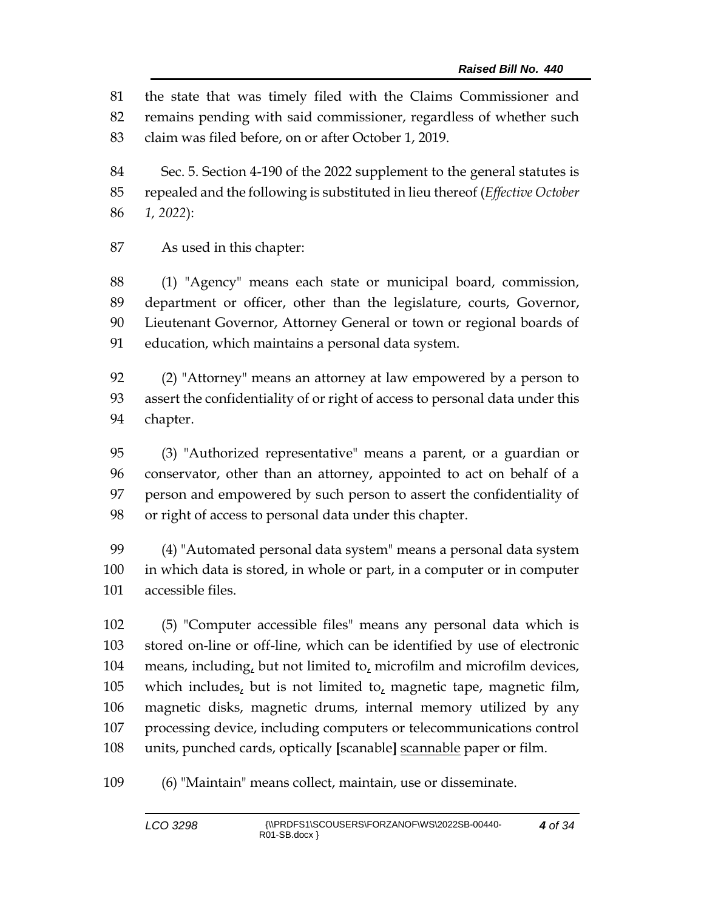the state that was timely filed with the Claims Commissioner and remains pending with said commissioner, regardless of whether such claim was filed before, on or after October 1, 2019.

Sec. 5. Section 4-190 of the 2022 supplement to the general statutes is repealed and the following is substituted in lieu thereof (*Effective October 1, 2022*):

As used in this chapter:

(1) "Agency" means each state or municipal board, commission, department or officer, other than the legislature, courts, Governor, Lieutenant Governor, Attorney General or town or regional boards of education, which maintains a personal data system.

(2) "Attorney" means an attorney at law empowered by a person to assert the confidentiality of or right of access to personal data under this chapter.

(3) "Authorized representative" means a parent, or a guardian or conservator, other than an attorney, appointed to act on behalf of a person and empowered by such person to assert the confidentiality of or right of access to personal data under this chapter.

(4) "Automated personal data system" means a personal data system in which data is stored, in whole or part, in a computer or in computer accessible files.

(5) "Computer accessible files" means any personal data which is stored on-line or off-line, which can be identified by use of electronic means, including, but not limited to, microfilm and microfilm devices, which includes, but is not limited to, magnetic tape, magnetic film, magnetic disks, magnetic drums, internal memory utilized by any processing device, including computers or telecommunications control units, punched cards, optically [scanable] <u>scannable</u> paper or film.

(6) "Maintain" means collect, maintain, use or disseminate.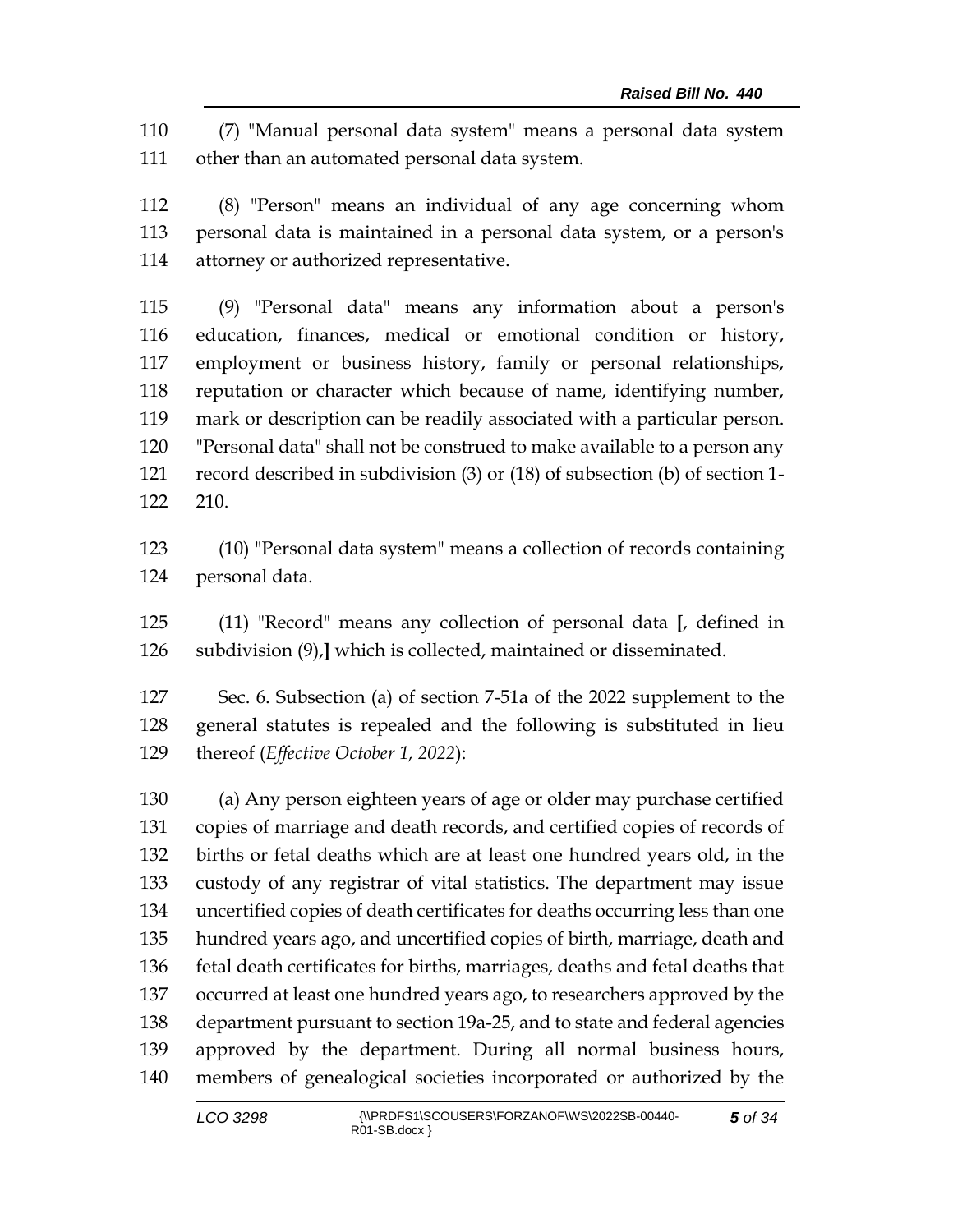(7) "Manual personal data system" means a personal data system other than an automated personal data system.

(8) "Person" means an individual of any age concerning whom personal data is maintained in a personal data system, or a person's attorney or authorized representative.

(9) "Personal data" means any information about a person's education, finances, medical or emotional condition or history, employment or business history, family or personal relationships, reputation or character which because of name, identifying number, mark or description can be readily associated with a particular person. "Personal data" shall not be construed to make available to a person any record described in subdivision (3) or (18) of subsection (b) of section 1-210.

(10) "Personal data system" means a collection of records containing personal data.

(11) "Record" means any collection of personal data **[**, defined in subdivision (9),**]** which is collected, maintained or disseminated.

Sec. 6. Subsection (a) of section 7-51a of the 2022 supplement to the general statutes is repealed and the following is substituted in lieu thereof (*Effective October 1, 2022*):

(a) Any person eighteen years of age or older may purchase certified copies of marriage and death records, and certified copies of records of births or fetal deaths which are at least one hundred years old, in the custody of any registrar of vital statistics. The department may issue uncertified copies of death certificates for deaths occurring less than one hundred years ago, and uncertified copies of birth, marriage, death and fetal death certificates for births, marriages, deaths and fetal deaths that occurred at least one hundred years ago, to researchers approved by the department pursuant to section 19a-25, and to state and federal agencies approved by the department. During all normal business hours, members of genealogical societies incorporated or authorized by the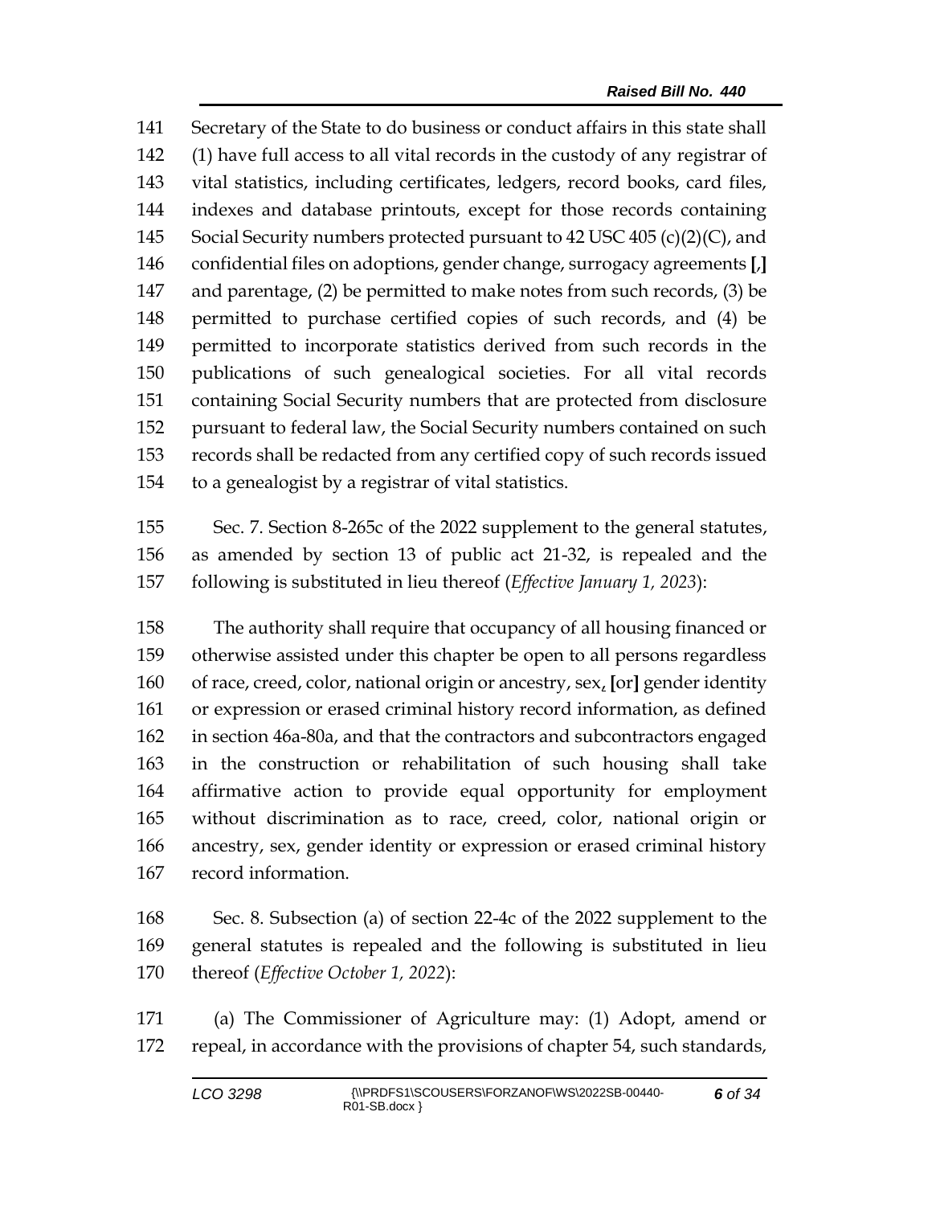141 Secretary of the State to do business or conduct affairs in this state shall
142 (1) have full access to all vital records in the custody of any registrar of
143 vital statistics, including certificates, ledgers, record books, card files,
144 indexes and database printouts, except for those records containing
145 Social Security numbers protected pursuant to 42 USC 405 (c)(2)(C), and
146 confidential files on adoptions, gender change, surrogacy agreements **[**,**]**
147 and parentage, (2) be permitted to make notes from such records, (3) be
148 permitted to purchase certified copies of such records, and (4) be
149 permitted to incorporate statistics derived from such records in the
150 publications of such genealogical societies. For all vital records
151 containing Social Security numbers that are protected from disclosure
152 pursuant to federal law, the Social Security numbers contained on such
153 records shall be redacted from any certified copy of such records issued
154 to a genealogist by a registrar of vital statistics.

155 Sec. 7. Section 8-265c of the 2022 supplement to the general statutes,
156 as amended by section 13 of public act 21-32, is repealed and the
157 following is substituted in lieu thereof (*Effective January 1, 2023*):

158 The authority shall require that occupancy of all housing financed or
159 otherwise assisted under this chapter be open to all persons regardless
160 of race, creed, color, national origin or ancestry, sex, **[**or**]** gender identity
161 or expression or erased criminal history record information, as defined
162 in section 46a-80a, and that the contractors and subcontractors engaged
163 in the construction or rehabilitation of such housing shall take
164 affirmative action to provide equal opportunity for employment
165 without discrimination as to race, creed, color, national origin or
166 ancestry, sex, gender identity or expression or erased criminal history
167 record information.

168 Sec. 8. Subsection (a) of section 22-4c of the 2022 supplement to the
169 general statutes is repealed and the following is substituted in lieu
170 thereof (*Effective October 1, 2022*):

171 (a) The Commissioner of Agriculture may: (1) Adopt, amend or
172 repeal, in accordance with the provisions of chapter 54, such standards,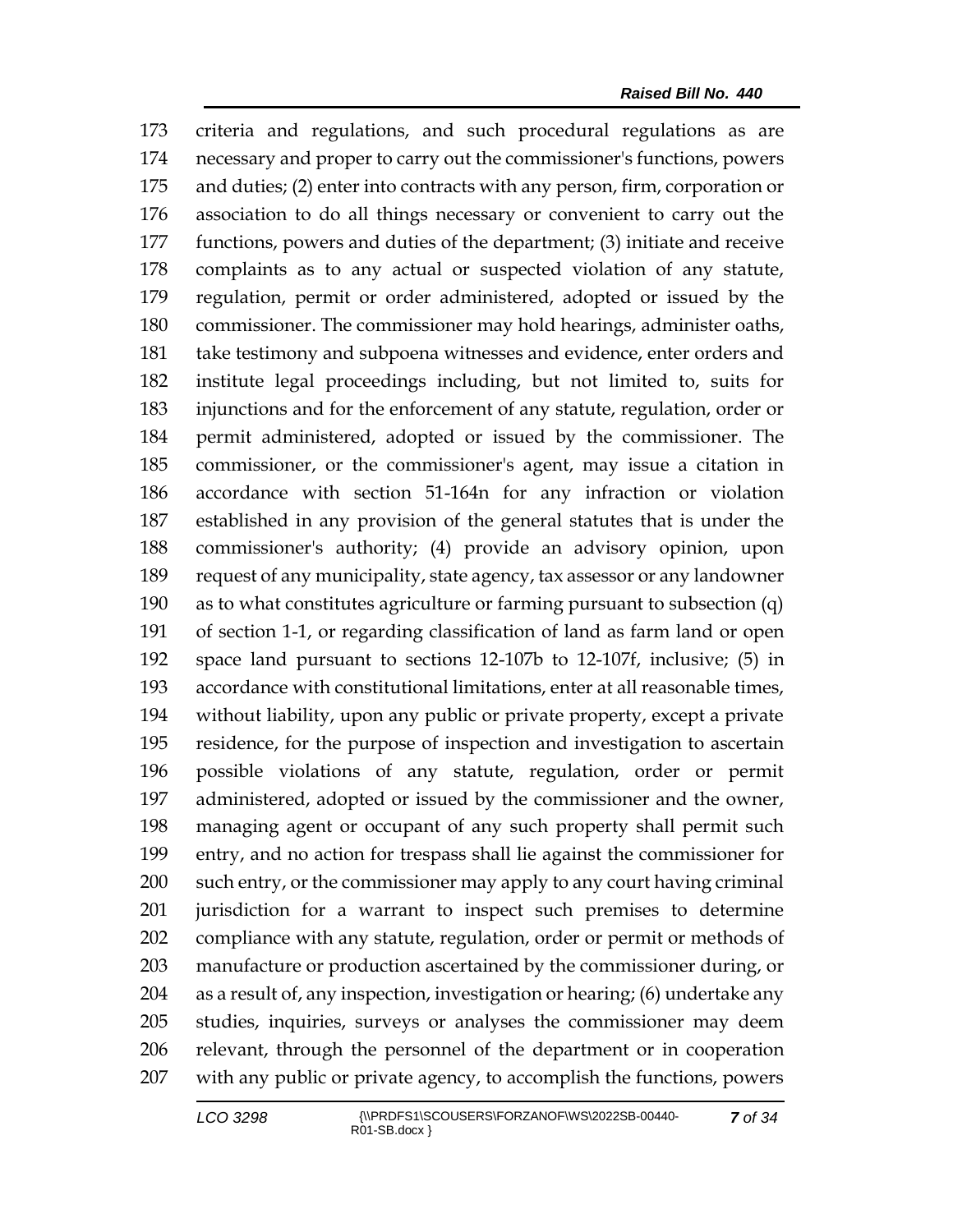criteria and regulations, and such procedural regulations as are necessary and proper to carry out the commissioner's functions, powers and duties; (2) enter into contracts with any person, firm, corporation or association to do all things necessary or convenient to carry out the functions, powers and duties of the department; (3) initiate and receive complaints as to any actual or suspected violation of any statute, regulation, permit or order administered, adopted or issued by the commissioner. The commissioner may hold hearings, administer oaths, take testimony and subpoena witnesses and evidence, enter orders and institute legal proceedings including, but not limited to, suits for injunctions and for the enforcement of any statute, regulation, order or permit administered, adopted or issued by the commissioner. The commissioner, or the commissioner's agent, may issue a citation in accordance with section 51-164n for any infraction or violation established in any provision of the general statutes that is under the commissioner's authority; (4) provide an advisory opinion, upon request of any municipality, state agency, tax assessor or any landowner as to what constitutes agriculture or farming pursuant to subsection (q) of section 1-1, or regarding classification of land as farm land or open space land pursuant to sections 12-107b to 12-107f, inclusive; (5) in accordance with constitutional limitations, enter at all reasonable times, without liability, upon any public or private property, except a private residence, for the purpose of inspection and investigation to ascertain possible violations of any statute, regulation, order or permit administered, adopted or issued by the commissioner and the owner, managing agent or occupant of any such property shall permit such entry, and no action for trespass shall lie against the commissioner for such entry, or the commissioner may apply to any court having criminal jurisdiction for a warrant to inspect such premises to determine compliance with any statute, regulation, order or permit or methods of manufacture or production ascertained by the commissioner during, or as a result of, any inspection, investigation or hearing; (6) undertake any studies, inquiries, surveys or analyses the commissioner may deem relevant, through the personnel of the department or in cooperation with any public or private agency, to accomplish the functions, powers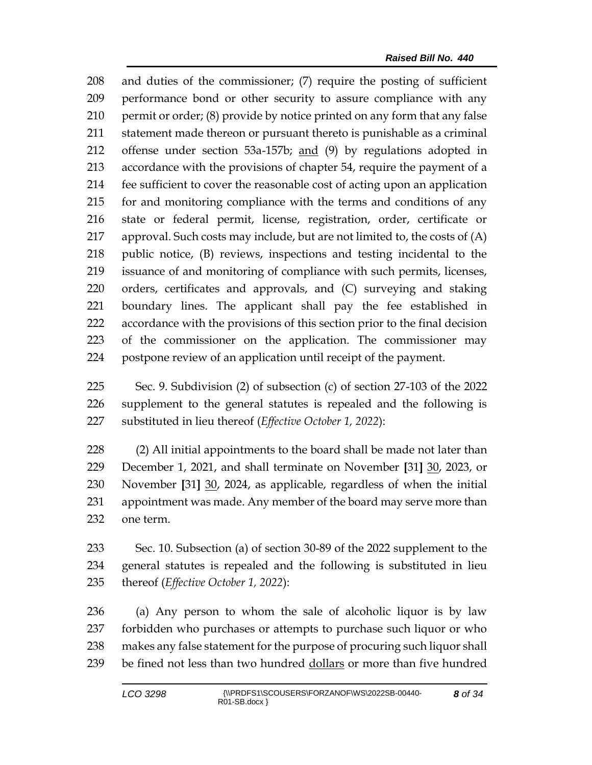208 and duties of the commissioner; (7) require the posting of sufficient
209 performance bond or other security to assure compliance with any
210 permit or order; (8) provide by notice printed on any form that any false
211 statement made thereon or pursuant thereto is punishable as a criminal
212 offense under section 53a-157b; <u>and</u> (9) by regulations adopted in
213 accordance with the provisions of chapter 54, require the payment of a
214 fee sufficient to cover the reasonable cost of acting upon an application
215 for and monitoring compliance with the terms and conditions of any
216 state or federal permit, license, registration, order, certificate or
217 approval. Such costs may include, but are not limited to, the costs of (A)
218 public notice, (B) reviews, inspections and testing incidental to the
219 issuance of and monitoring of compliance with such permits, licenses,
220 orders, certificates and approvals, and (C) surveying and staking
221 boundary lines. The applicant shall pay the fee established in
222 accordance with the provisions of this section prior to the final decision
223 of the commissioner on the application. The commissioner may
224 postpone review of an application until receipt of the payment.

225 Sec. 9. Subdivision (2) of subsection (c) of section 27-103 of the 2022
226 supplement to the general statutes is repealed and the following is
227 substituted in lieu thereof (*Effective October 1, 2022*):

228 (2) All initial appointments to the board shall be made not later than
229 December 1, 2021, and shall terminate on November **[**31**]** <u>30</u>, 2023, or
230 November **[**31**]** <u>30</u>, 2024, as applicable, regardless of when the initial
231 appointment was made. Any member of the board may serve more than
232 one term.

233 Sec. 10. Subsection (a) of section 30-89 of the 2022 supplement to the
234 general statutes is repealed and the following is substituted in lieu
235 thereof (*Effective October 1, 2022*):

236 (a) Any person to whom the sale of alcoholic liquor is by law
237 forbidden who purchases or attempts to purchase such liquor or who
238 makes any false statement for the purpose of procuring such liquor shall
239 be fined not less than two hundred <u>dollars</u> or more than five hundred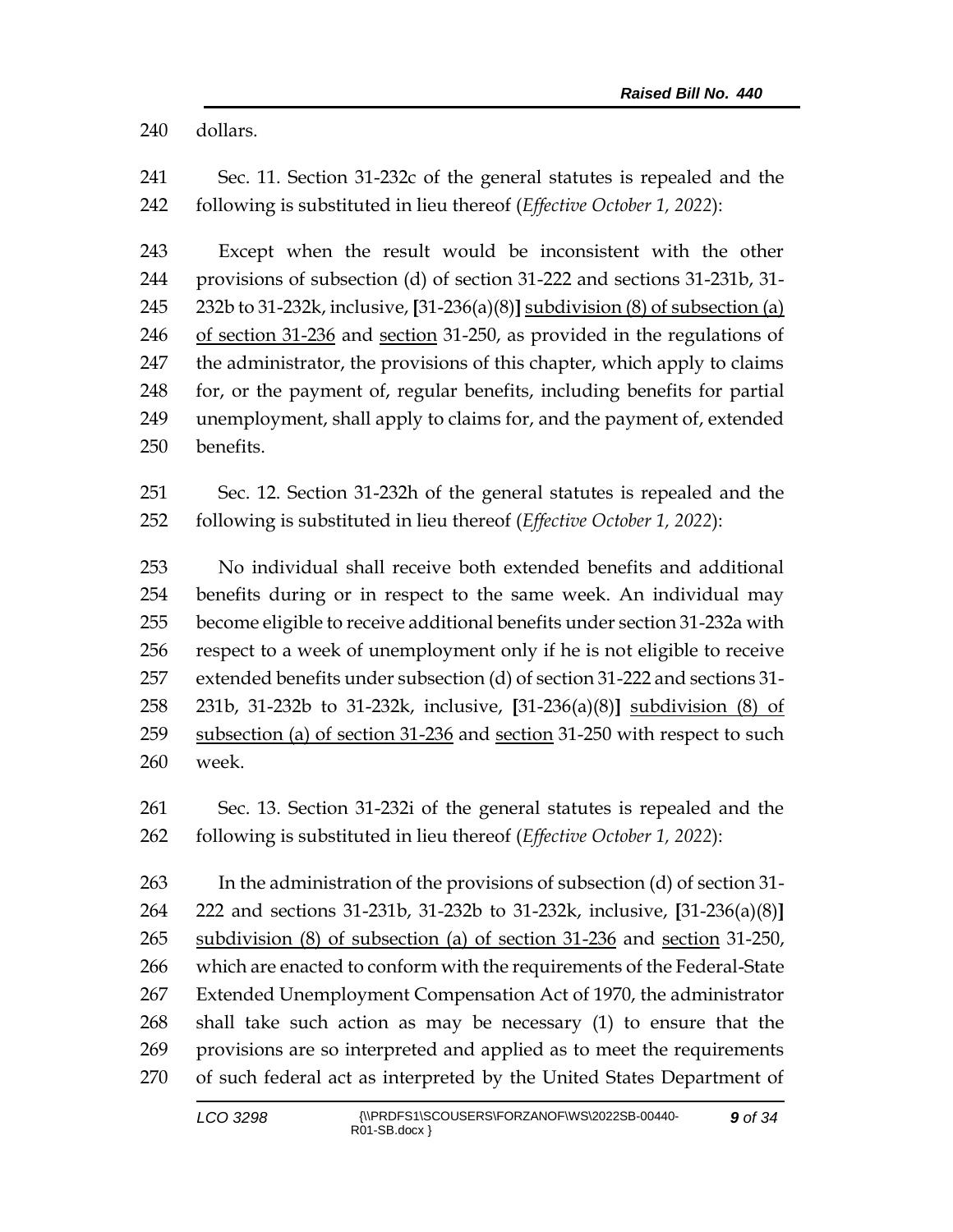dollars.

Sec. 11. Section 31-232c of the general statutes is repealed and the following is substituted in lieu thereof (*Effective October 1, 2022*):

Except when the result would be inconsistent with the other provisions of subsection (d) of section 31-222 and sections 31-231b, 31-232b to 31-232k, inclusive, [31-236(a)(8)] <u>subdivision (8) of subsection (a) of section 31-236</u> and <u>section</u> 31-250, as provided in the regulations of the administrator, the provisions of this chapter, which apply to claims for, or the payment of, regular benefits, including benefits for partial unemployment, shall apply to claims for, and the payment of, extended benefits.

Sec. 12. Section 31-232h of the general statutes is repealed and the following is substituted in lieu thereof (*Effective October 1, 2022*):

No individual shall receive both extended benefits and additional benefits during or in respect to the same week. An individual may become eligible to receive additional benefits under section 31-232a with respect to a week of unemployment only if he is not eligible to receive extended benefits under subsection (d) of section 31-222 and sections 31-231b, 31-232b to 31-232k, inclusive, [31-236(a)(8)] <u>subdivision (8) of subsection (a) of section 31-236</u> and <u>section</u> 31-250 with respect to such week.

Sec. 13. Section 31-232i of the general statutes is repealed and the following is substituted in lieu thereof (*Effective October 1, 2022*):

In the administration of the provisions of subsection (d) of section 31-222 and sections 31-231b, 31-232b to 31-232k, inclusive, [31-236(a)(8)] <u>subdivision (8) of subsection (a) of section 31-236</u> and <u>section</u> 31-250, which are enacted to conform with the requirements of the Federal-State Extended Unemployment Compensation Act of 1970, the administrator shall take such action as may be necessary (1) to ensure that the provisions are so interpreted and applied as to meet the requirements of such federal act as interpreted by the United States Department of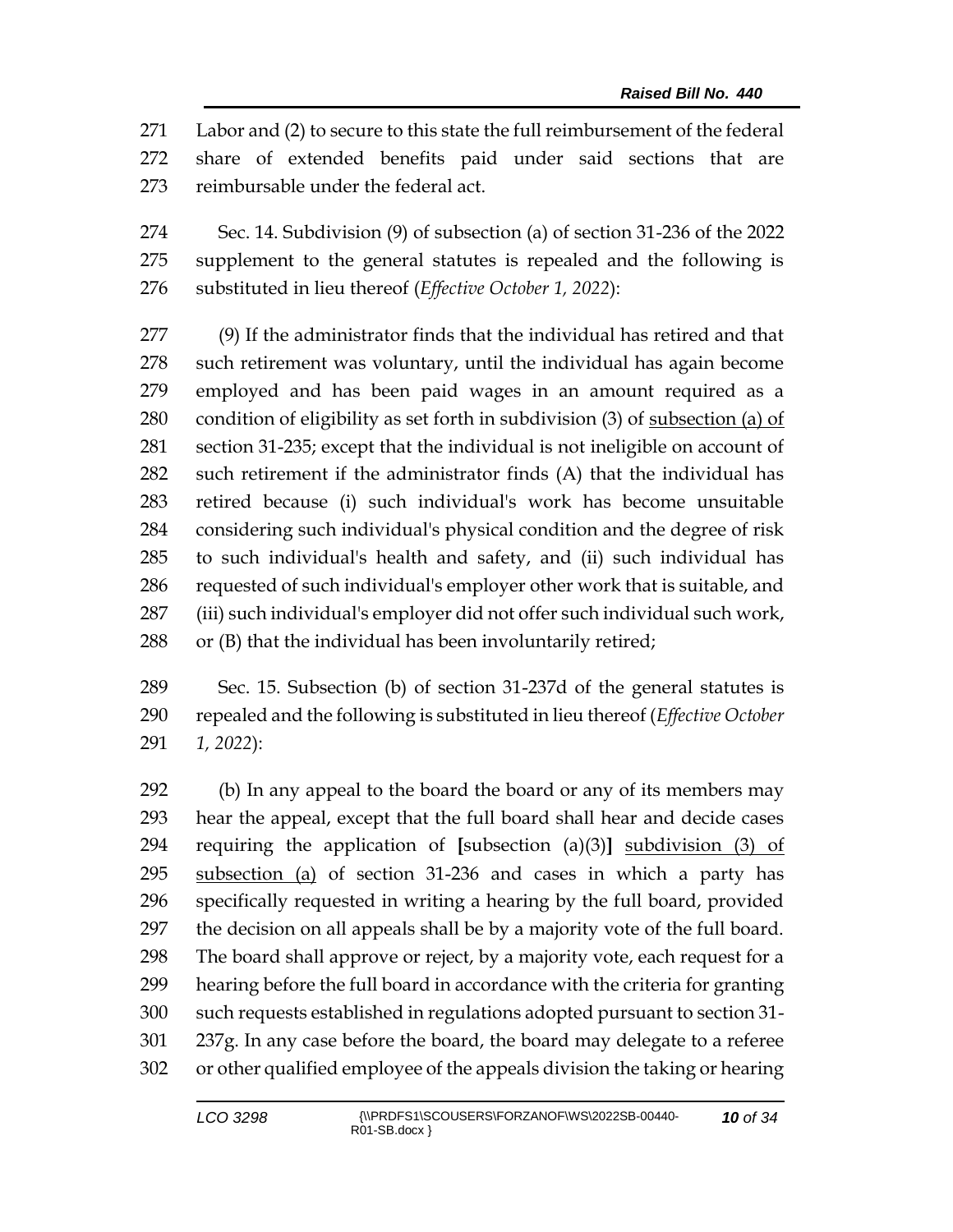Labor and (2) to secure to this state the full reimbursement of the federal share of extended benefits paid under said sections that are reimbursable under the federal act.

Sec. 14. Subdivision (9) of subsection (a) of section 31-236 of the 2022 supplement to the general statutes is repealed and the following is substituted in lieu thereof (*Effective October 1, 2022*):

(9) If the administrator finds that the individual has retired and that such retirement was voluntary, until the individual has again become employed and has been paid wages in an amount required as a condition of eligibility as set forth in subdivision (3) of <u>subsection (a) of</u> section 31-235; except that the individual is not ineligible on account of such retirement if the administrator finds (A) that the individual has retired because (i) such individual's work has become unsuitable considering such individual's physical condition and the degree of risk to such individual's health and safety, and (ii) such individual has requested of such individual's employer other work that is suitable, and (iii) such individual's employer did not offer such individual such work, or (B) that the individual has been involuntarily retired;

Sec. 15. Subsection (b) of section 31-237d of the general statutes is repealed and the following is substituted in lieu thereof (*Effective October 1, 2022*):

(b) In any appeal to the board the board or any of its members may hear the appeal, except that the full board shall hear and decide cases requiring the application of **[**subsection (a)(3)**]** <u>subdivision (3) of subsection (a)</u> of section 31-236 and cases in which a party has specifically requested in writing a hearing by the full board, provided the decision on all appeals shall be by a majority vote of the full board. The board shall approve or reject, by a majority vote, each request for a hearing before the full board in accordance with the criteria for granting such requests established in regulations adopted pursuant to section 31-237g. In any case before the board, the board may delegate to a referee or other qualified employee of the appeals division the taking or hearing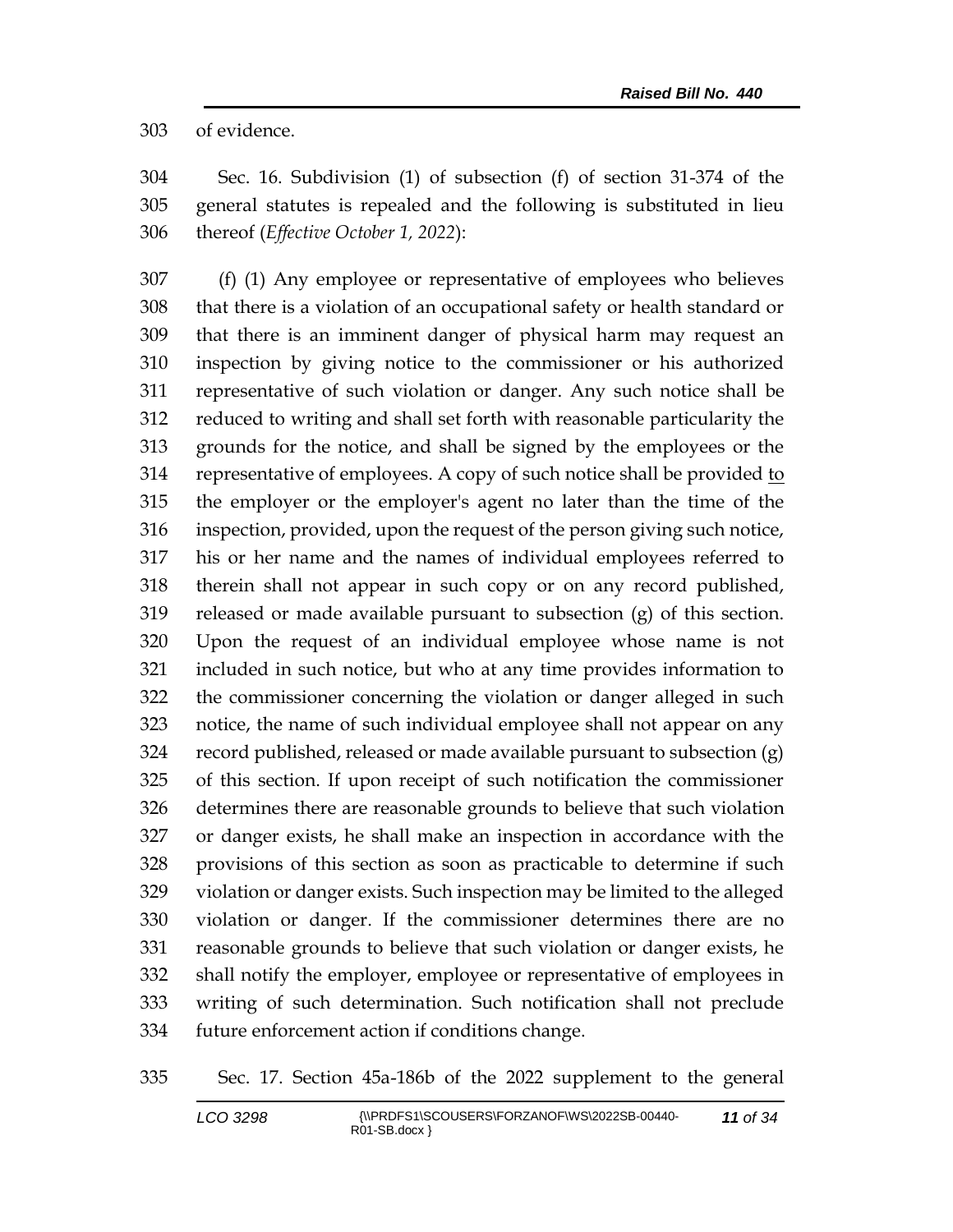of evidence.

Sec. 16. Subdivision (1) of subsection (f) of section 31-374 of the general statutes is repealed and the following is substituted in lieu thereof (*Effective October 1, 2022*):

(f) (1) Any employee or representative of employees who believes that there is a violation of an occupational safety or health standard or that there is an imminent danger of physical harm may request an inspection by giving notice to the commissioner or his authorized representative of such violation or danger. Any such notice shall be reduced to writing and shall set forth with reasonable particularity the grounds for the notice, and shall be signed by the employees or the representative of employees. A copy of such notice shall be provided to the employer or the employer's agent no later than the time of the inspection, provided, upon the request of the person giving such notice, his or her name and the names of individual employees referred to therein shall not appear in such copy or on any record published, released or made available pursuant to subsection (g) of this section. Upon the request of an individual employee whose name is not included in such notice, but who at any time provides information to the commissioner concerning the violation or danger alleged in such notice, the name of such individual employee shall not appear on any record published, released or made available pursuant to subsection (g) of this section. If upon receipt of such notification the commissioner determines there are reasonable grounds to believe that such violation or danger exists, he shall make an inspection in accordance with the provisions of this section as soon as practicable to determine if such violation or danger exists. Such inspection may be limited to the alleged violation or danger. If the commissioner determines there are no reasonable grounds to believe that such violation or danger exists, he shall notify the employer, employee or representative of employees in writing of such determination. Such notification shall not preclude future enforcement action if conditions change.

Sec. 17. Section 45a-186b of the 2022 supplement to the general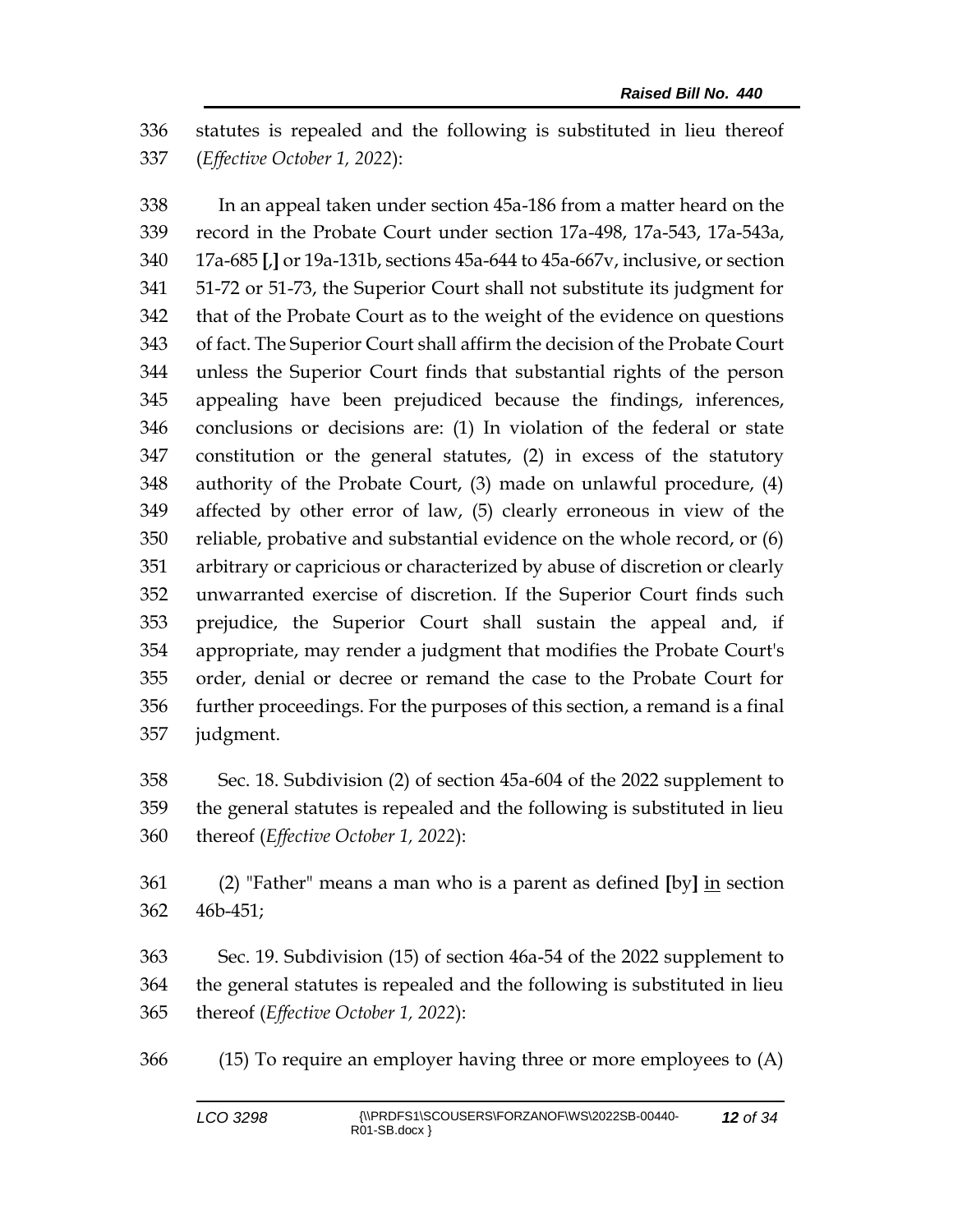336 statutes is repealed and the following is substituted in lieu thereof
337 (*Effective October 1, 2022*):

338 In an appeal taken under section 45a-186 from a matter heard on the
339 record in the Probate Court under section 17a-498, 17a-543, 17a-543a,
340 17a-685 **[**,**]** or 19a-131b, sections 45a-644 to 45a-667v, inclusive, or section
341 51-72 or 51-73, the Superior Court shall not substitute its judgment for
342 that of the Probate Court as to the weight of the evidence on questions
343 of fact. The Superior Court shall affirm the decision of the Probate Court
344 unless the Superior Court finds that substantial rights of the person
345 appealing have been prejudiced because the findings, inferences,
346 conclusions or decisions are: (1) In violation of the federal or state
347 constitution or the general statutes, (2) in excess of the statutory
348 authority of the Probate Court, (3) made on unlawful procedure, (4)
349 affected by other error of law, (5) clearly erroneous in view of the
350 reliable, probative and substantial evidence on the whole record, or (6)
351 arbitrary or capricious or characterized by abuse of discretion or clearly
352 unwarranted exercise of discretion. If the Superior Court finds such
353 prejudice, the Superior Court shall sustain the appeal and, if
354 appropriate, may render a judgment that modifies the Probate Court's
355 order, denial or decree or remand the case to the Probate Court for
356 further proceedings. For the purposes of this section, a remand is a final
357 judgment.

358 Sec. 18. Subdivision (2) of section 45a-604 of the 2022 supplement to
359 the general statutes is repealed and the following is substituted in lieu
360 thereof (*Effective October 1, 2022*):

361 (2) "Father" means a man who is a parent as defined **[**by**]** <u>in</u> section
362 46b-451;

363 Sec. 19. Subdivision (15) of section 46a-54 of the 2022 supplement to
364 the general statutes is repealed and the following is substituted in lieu
365 thereof (*Effective October 1, 2022*):

366 (15) To require an employer having three or more employees to (A)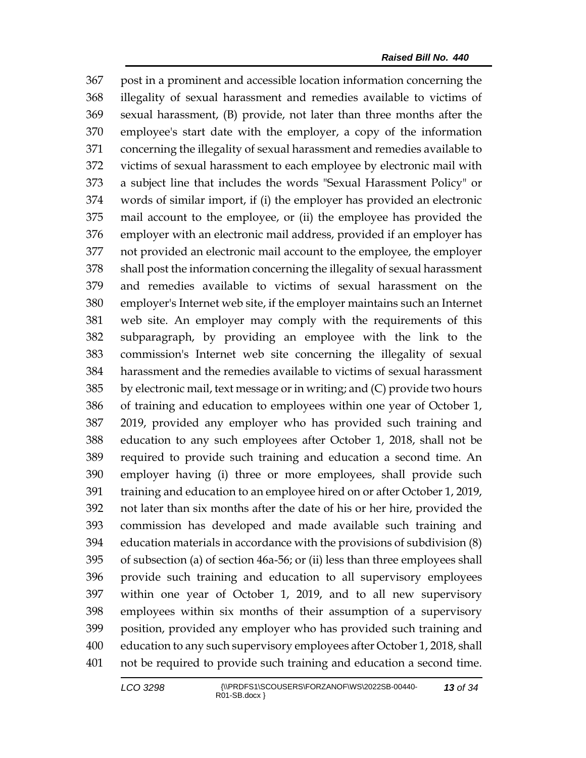367 post in a prominent and accessible location information concerning the
368 illegality of sexual harassment and remedies available to victims of
369 sexual harassment, (B) provide, not later than three months after the
370 employee's start date with the employer, a copy of the information
371 concerning the illegality of sexual harassment and remedies available to
372 victims of sexual harassment to each employee by electronic mail with
373 a subject line that includes the words "Sexual Harassment Policy" or
374 words of similar import, if (i) the employer has provided an electronic
375 mail account to the employee, or (ii) the employee has provided the
376 employer with an electronic mail address, provided if an employer has
377 not provided an electronic mail account to the employee, the employer
378 shall post the information concerning the illegality of sexual harassment
379 and remedies available to victims of sexual harassment on the
380 employer's Internet web site, if the employer maintains such an Internet
381 web site. An employer may comply with the requirements of this
382 subparagraph, by providing an employee with the link to the
383 commission's Internet web site concerning the illegality of sexual
384 harassment and the remedies available to victims of sexual harassment
385 by electronic mail, text message or in writing; and (C) provide two hours
386 of training and education to employees within one year of October 1,
387 2019, provided any employer who has provided such training and
388 education to any such employees after October 1, 2018, shall not be
389 required to provide such training and education a second time. An
390 employer having (i) three or more employees, shall provide such
391 training and education to an employee hired on or after October 1, 2019,
392 not later than six months after the date of his or her hire, provided the
393 commission has developed and made available such training and
394 education materials in accordance with the provisions of subdivision (8)
395 of subsection (a) of section 46a-56; or (ii) less than three employees shall
396 provide such training and education to all supervisory employees
397 within one year of October 1, 2019, and to all new supervisory
398 employees within six months of their assumption of a supervisory
399 position, provided any employer who has provided such training and
400 education to any such supervisory employees after October 1, 2018, shall
401 not be required to provide such training and education a second time.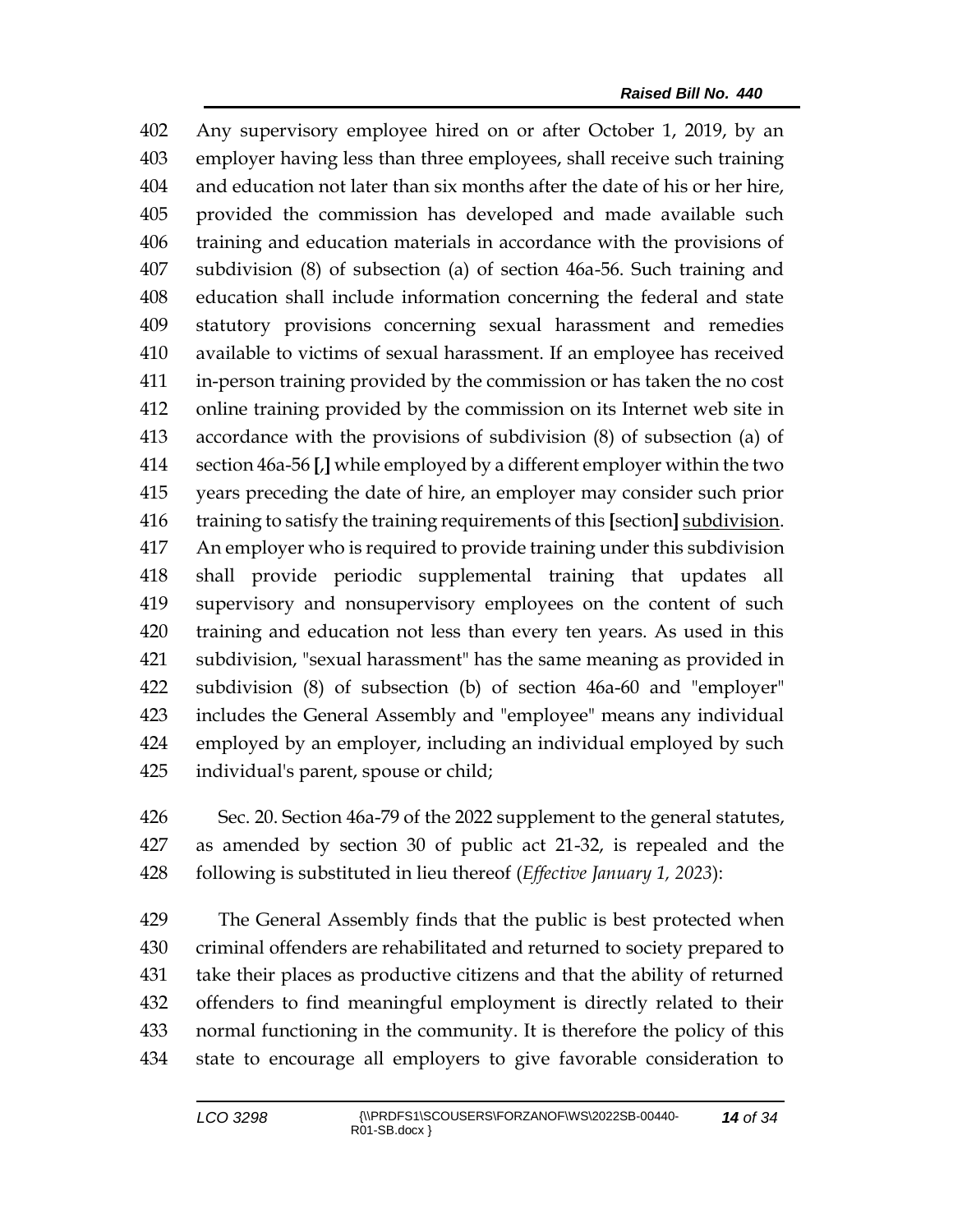Any supervisory employee hired on or after October 1, 2019, by an employer having less than three employees, shall receive such training and education not later than six months after the date of his or her hire, provided the commission has developed and made available such training and education materials in accordance with the provisions of subdivision (8) of subsection (a) of section 46a-56. Such training and education shall include information concerning the federal and state statutory provisions concerning sexual harassment and remedies available to victims of sexual harassment. If an employee has received in-person training provided by the commission or has taken the no cost online training provided by the commission on its Internet web site in accordance with the provisions of subdivision (8) of subsection (a) of section 46a-56 **[**,**]** while employed by a different employer within the two years preceding the date of hire, an employer may consider such prior training to satisfy the training requirements of this **[**section**]** <u>subdivision</u>. An employer who is required to provide training under this subdivision shall provide periodic supplemental training that updates all supervisory and nonsupervisory employees on the content of such training and education not less than every ten years. As used in this subdivision, "sexual harassment" has the same meaning as provided in subdivision (8) of subsection (b) of section 46a-60 and "employer" includes the General Assembly and "employee" means any individual employed by an employer, including an individual employed by such individual's parent, spouse or child;

Sec. 20. Section 46a-79 of the 2022 supplement to the general statutes, as amended by section 30 of public act 21-32, is repealed and the following is substituted in lieu thereof (*Effective January 1, 2023*):

The General Assembly finds that the public is best protected when criminal offenders are rehabilitated and returned to society prepared to take their places as productive citizens and that the ability of returned offenders to find meaningful employment is directly related to their normal functioning in the community. It is therefore the policy of this state to encourage all employers to give favorable consideration to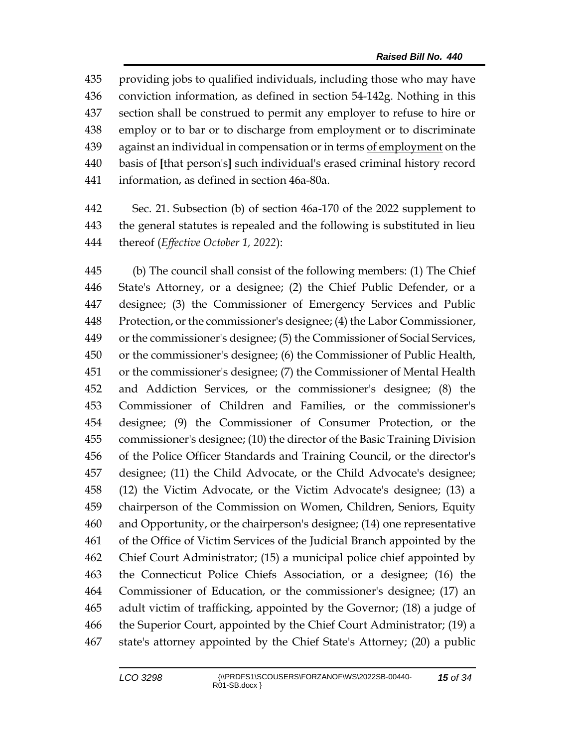435 providing jobs to qualified individuals, including those who may have
436 conviction information, as defined in section 54-142g. Nothing in this
437 section shall be construed to permit any employer to refuse to hire or
438 employ or to bar or to discharge from employment or to discriminate
439 against an individual in compensation or in terms <u>of employment</u> on the
440 basis of **[**that person's**]** <u>such individual's</u> erased criminal history record
441 information, as defined in section 46a-80a.

442 Sec. 21. Subsection (b) of section 46a-170 of the 2022 supplement to
443 the general statutes is repealed and the following is substituted in lieu
444 thereof (*Effective October 1, 2022*):

445 (b) The council shall consist of the following members: (1) The Chief
446 State's Attorney, or a designee; (2) the Chief Public Defender, or a
447 designee; (3) the Commissioner of Emergency Services and Public
448 Protection, or the commissioner's designee; (4) the Labor Commissioner,
449 or the commissioner's designee; (5) the Commissioner of Social Services,
450 or the commissioner's designee; (6) the Commissioner of Public Health,
451 or the commissioner's designee; (7) the Commissioner of Mental Health
452 and Addiction Services, or the commissioner's designee; (8) the
453 Commissioner of Children and Families, or the commissioner's
454 designee; (9) the Commissioner of Consumer Protection, or the
455 commissioner's designee; (10) the director of the Basic Training Division
456 of the Police Officer Standards and Training Council, or the director's
457 designee; (11) the Child Advocate, or the Child Advocate's designee;
458 (12) the Victim Advocate, or the Victim Advocate's designee; (13) a
459 chairperson of the Commission on Women, Children, Seniors, Equity
460 and Opportunity, or the chairperson's designee; (14) one representative
461 of the Office of Victim Services of the Judicial Branch appointed by the
462 Chief Court Administrator; (15) a municipal police chief appointed by
463 the Connecticut Police Chiefs Association, or a designee; (16) the
464 Commissioner of Education, or the commissioner's designee; (17) an
465 adult victim of trafficking, appointed by the Governor; (18) a judge of
466 the Superior Court, appointed by the Chief Court Administrator; (19) a
467 state's attorney appointed by the Chief State's Attorney; (20) a public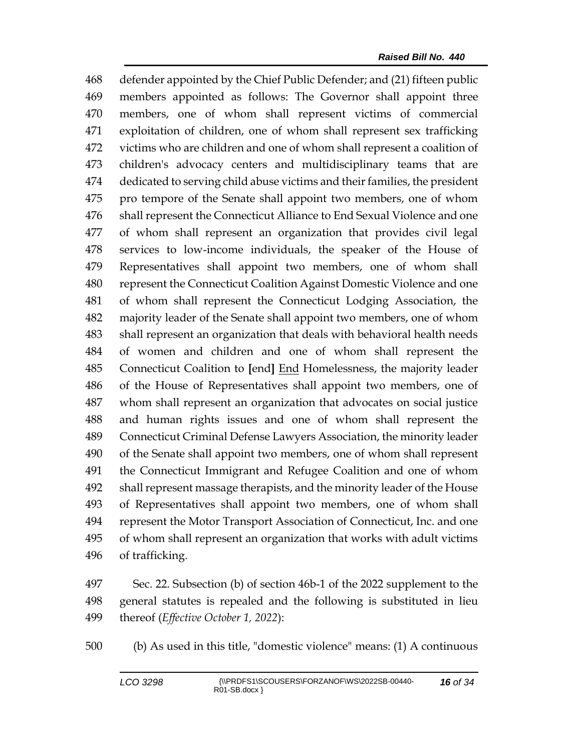defender appointed by the Chief Public Defender; and (21) fifteen public members appointed as follows: The Governor shall appoint three members, one of whom shall represent victims of commercial exploitation of children, one of whom shall represent sex trafficking victims who are children and one of whom shall represent a coalition of children's advocacy centers and multidisciplinary teams that are dedicated to serving child abuse victims and their families, the president pro tempore of the Senate shall appoint two members, one of whom shall represent the Connecticut Alliance to End Sexual Violence and one of whom shall represent an organization that provides civil legal services to low-income individuals, the speaker of the House of Representatives shall appoint two members, one of whom shall represent the Connecticut Coalition Against Domestic Violence and one of whom shall represent the Connecticut Lodging Association, the majority leader of the Senate shall appoint two members, one of whom shall represent an organization that deals with behavioral health needs of women and children and one of whom shall represent the Connecticut Coalition to **[**end**]** <u>End</u> Homelessness, the majority leader of the House of Representatives shall appoint two members, one of whom shall represent an organization that advocates on social justice and human rights issues and one of whom shall represent the Connecticut Criminal Defense Lawyers Association, the minority leader of the Senate shall appoint two members, one of whom shall represent the Connecticut Immigrant and Refugee Coalition and one of whom shall represent massage therapists, and the minority leader of the House of Representatives shall appoint two members, one of whom shall represent the Motor Transport Association of Connecticut, Inc. and one of whom shall represent an organization that works with adult victims of trafficking.

Sec. 22. Subsection (b) of section 46b-1 of the 2022 supplement to the general statutes is repealed and the following is substituted in lieu thereof (*Effective October 1, 2022*):

(b) As used in this title, "domestic violence" means: (1) A continuous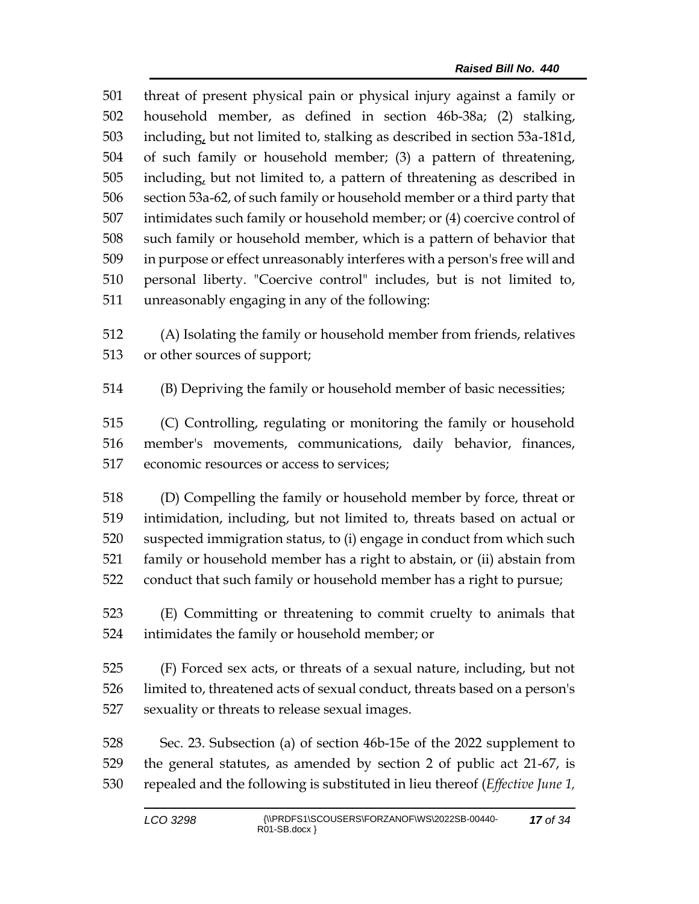501 threat of present physical pain or physical injury against a family or
502 household member, as defined in section 46b-38a; (2) stalking,
503 including, but not limited to, stalking as described in section 53a-181d,
504 of such family or household member; (3) a pattern of threatening,
505 including, but not limited to, a pattern of threatening as described in
506 section 53a-62, of such family or household member or a third party that
507 intimidates such family or household member; or (4) coercive control of
508 such family or household member, which is a pattern of behavior that
509 in purpose or effect unreasonably interferes with a person's free will and
510 personal liberty. "Coercive control" includes, but is not limited to,
511 unreasonably engaging in any of the following:

512 (A) Isolating the family or household member from friends, relatives
513 or other sources of support;

514 (B) Depriving the family or household member of basic necessities;

515 (C) Controlling, regulating or monitoring the family or household
516 member's movements, communications, daily behavior, finances,
517 economic resources or access to services;

518 (D) Compelling the family or household member by force, threat or
519 intimidation, including, but not limited to, threats based on actual or
520 suspected immigration status, to (i) engage in conduct from which such
521 family or household member has a right to abstain, or (ii) abstain from
522 conduct that such family or household member has a right to pursue;

523 (E) Committing or threatening to commit cruelty to animals that
524 intimidates the family or household member; or

525 (F) Forced sex acts, or threats of a sexual nature, including, but not
526 limited to, threatened acts of sexual conduct, threats based on a person's
527 sexuality or threats to release sexual images.

528 Sec. 23. Subsection (a) of section 46b-15e of the 2022 supplement to
529 the general statutes, as amended by section 2 of public act 21-67, is
530 repealed and the following is substituted in lieu thereof (*Effective June 1,*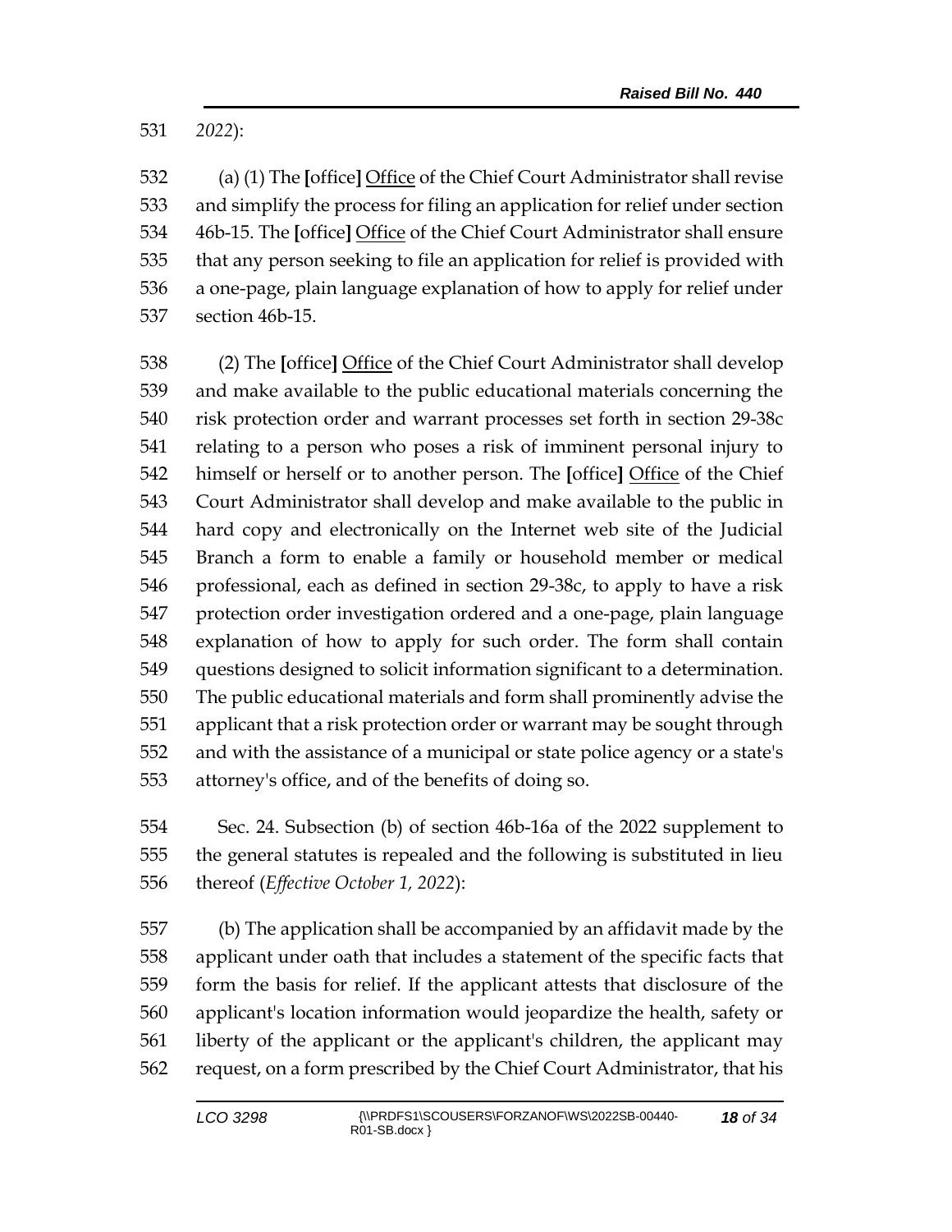2022):

(a) (1) The [office] Office of the Chief Court Administrator shall revise and simplify the process for filing an application for relief under section 46b-15. The [office] Office of the Chief Court Administrator shall ensure that any person seeking to file an application for relief is provided with a one-page, plain language explanation of how to apply for relief under section 46b-15.

(2) The [office] Office of the Chief Court Administrator shall develop and make available to the public educational materials concerning the risk protection order and warrant processes set forth in section 29-38c relating to a person who poses a risk of imminent personal injury to himself or herself or to another person. The [office] Office of the Chief Court Administrator shall develop and make available to the public in hard copy and electronically on the Internet web site of the Judicial Branch a form to enable a family or household member or medical professional, each as defined in section 29-38c, to apply to have a risk protection order investigation ordered and a one-page, plain language explanation of how to apply for such order. The form shall contain questions designed to solicit information significant to a determination. The public educational materials and form shall prominently advise the applicant that a risk protection order or warrant may be sought through and with the assistance of a municipal or state police agency or a state's attorney's office, and of the benefits of doing so.

Sec. 24. Subsection (b) of section 46b-16a of the 2022 supplement to the general statutes is repealed and the following is substituted in lieu thereof (*Effective October 1, 2022*):

(b) The application shall be accompanied by an affidavit made by the applicant under oath that includes a statement of the specific facts that form the basis for relief. If the applicant attests that disclosure of the applicant's location information would jeopardize the health, safety or liberty of the applicant or the applicant's children, the applicant may request, on a form prescribed by the Chief Court Administrator, that his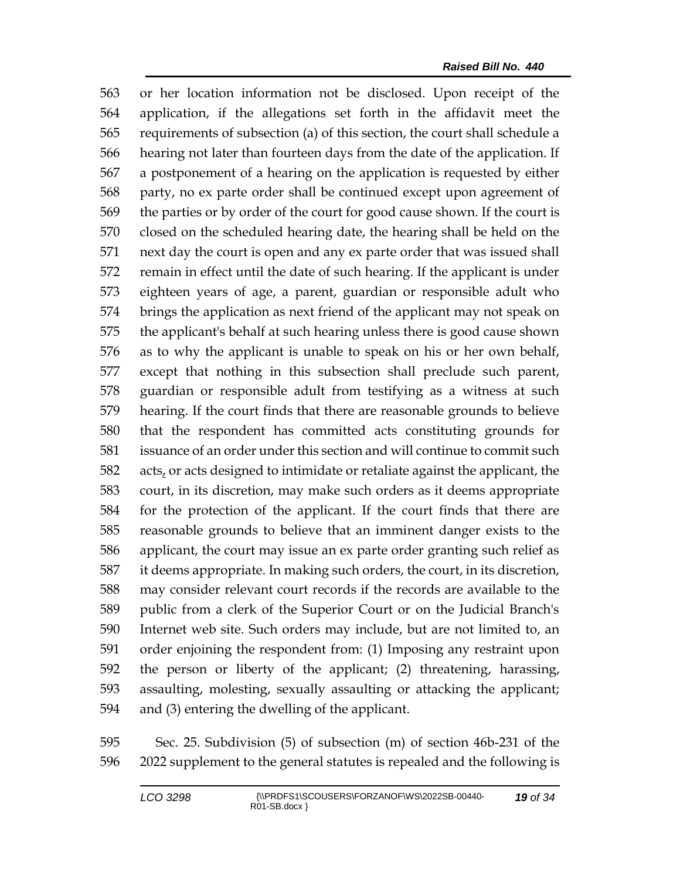or her location information not be disclosed. Upon receipt of the application, if the allegations set forth in the affidavit meet the requirements of subsection (a) of this section, the court shall schedule a hearing not later than fourteen days from the date of the application. If a postponement of a hearing on the application is requested by either party, no ex parte order shall be continued except upon agreement of the parties or by order of the court for good cause shown. If the court is closed on the scheduled hearing date, the hearing shall be held on the next day the court is open and any ex parte order that was issued shall remain in effect until the date of such hearing. If the applicant is under eighteen years of age, a parent, guardian or responsible adult who brings the application as next friend of the applicant may not speak on the applicant's behalf at such hearing unless there is good cause shown as to why the applicant is unable to speak on his or her own behalf, except that nothing in this subsection shall preclude such parent, guardian or responsible adult from testifying as a witness at such hearing. If the court finds that there are reasonable grounds to believe that the respondent has committed acts constituting grounds for issuance of an order under this section and will continue to commit such acts, or acts designed to intimidate or retaliate against the applicant, the court, in its discretion, may make such orders as it deems appropriate for the protection of the applicant. If the court finds that there are reasonable grounds to believe that an imminent danger exists to the applicant, the court may issue an ex parte order granting such relief as it deems appropriate. In making such orders, the court, in its discretion, may consider relevant court records if the records are available to the public from a clerk of the Superior Court or on the Judicial Branch's Internet web site. Such orders may include, but are not limited to, an order enjoining the respondent from: (1) Imposing any restraint upon the person or liberty of the applicant; (2) threatening, harassing, assaulting, molesting, sexually assaulting or attacking the applicant; and (3) entering the dwelling of the applicant.

Sec. 25. Subdivision (5) of subsection (m) of section 46b-231 of the 2022 supplement to the general statutes is repealed and the following is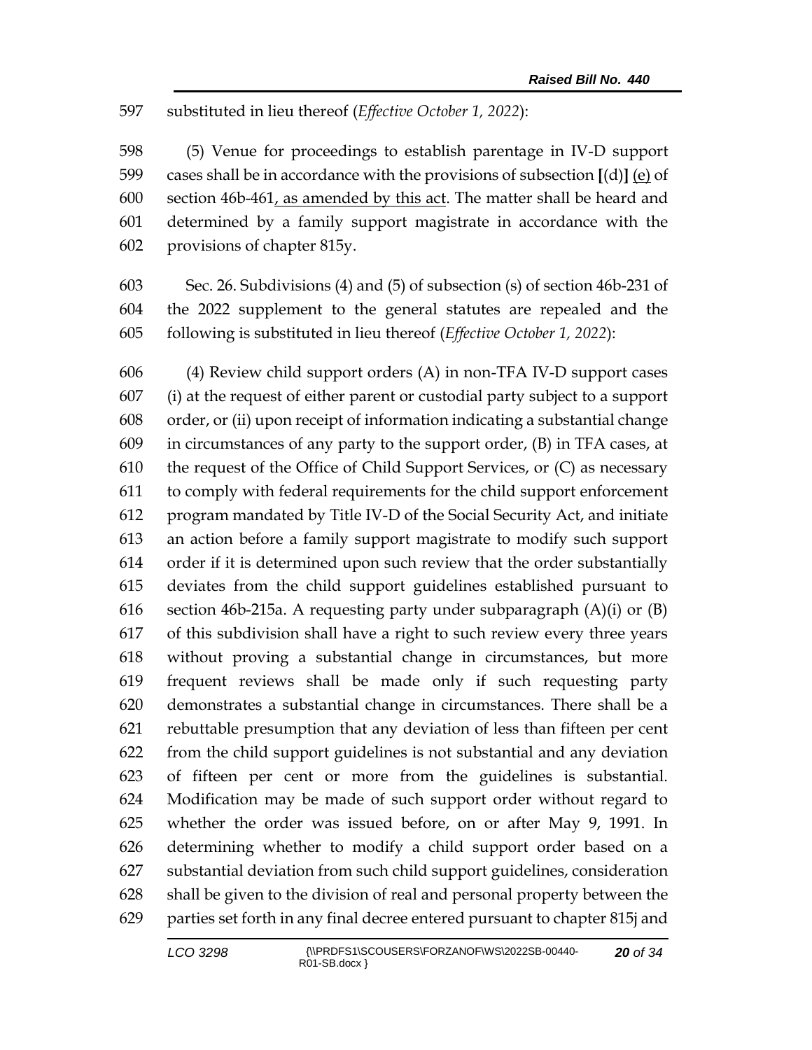597 substituted in lieu thereof (*Effective October 1, 2022*):

598 (5) Venue for proceedings to establish parentage in IV-D support
599 cases shall be in accordance with the provisions of subsection **[**(d)**]** <u>(e)</u> of
600 section 46b-461<u>, as amended by this act</u>. The matter shall be heard and
601 determined by a family support magistrate in accordance with the
602 provisions of chapter 815y.

603 Sec. 26. Subdivisions (4) and (5) of subsection (s) of section 46b-231 of
604 the 2022 supplement to the general statutes are repealed and the
605 following is substituted in lieu thereof (*Effective October 1, 2022*):

606 (4) Review child support orders (A) in non-TFA IV-D support cases
607 (i) at the request of either parent or custodial party subject to a support
608 order, or (ii) upon receipt of information indicating a substantial change
609 in circumstances of any party to the support order, (B) in TFA cases, at
610 the request of the Office of Child Support Services, or (C) as necessary
611 to comply with federal requirements for the child support enforcement
612 program mandated by Title IV-D of the Social Security Act, and initiate
613 an action before a family support magistrate to modify such support
614 order if it is determined upon such review that the order substantially
615 deviates from the child support guidelines established pursuant to
616 section 46b-215a. A requesting party under subparagraph (A)(i) or (B)
617 of this subdivision shall have a right to such review every three years
618 without proving a substantial change in circumstances, but more
619 frequent reviews shall be made only if such requesting party
620 demonstrates a substantial change in circumstances. There shall be a
621 rebuttable presumption that any deviation of less than fifteen per cent
622 from the child support guidelines is not substantial and any deviation
623 of fifteen per cent or more from the guidelines is substantial.
624 Modification may be made of such support order without regard to
625 whether the order was issued before, on or after May 9, 1991. In
626 determining whether to modify a child support order based on a
627 substantial deviation from such child support guidelines, consideration
628 shall be given to the division of real and personal property between the
629 parties set forth in any final decree entered pursuant to chapter 815j and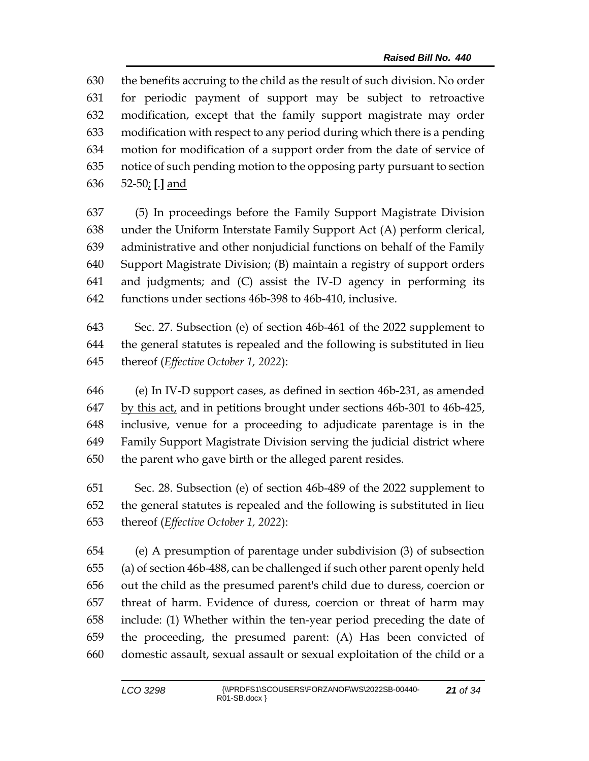the benefits accruing to the child as the result of such division. No order for periodic payment of support may be subject to retroactive modification, except that the family support magistrate may order modification with respect to any period during which there is a pending motion for modification of a support order from the date of service of notice of such pending motion to the opposing party pursuant to section 52-50; [.] and

(5) In proceedings before the Family Support Magistrate Division under the Uniform Interstate Family Support Act (A) perform clerical, administrative and other nonjudicial functions on behalf of the Family Support Magistrate Division; (B) maintain a registry of support orders and judgments; and (C) assist the IV-D agency in performing its functions under sections 46b-398 to 46b-410, inclusive.

Sec. 27. Subsection (e) of section 46b-461 of the 2022 supplement to the general statutes is repealed and the following is substituted in lieu thereof (*Effective October 1, 2022*):

(e) In IV-D support cases, as defined in section 46b-231, as amended by this act, and in petitions brought under sections 46b-301 to 46b-425, inclusive, venue for a proceeding to adjudicate parentage is in the Family Support Magistrate Division serving the judicial district where the parent who gave birth or the alleged parent resides.

Sec. 28. Subsection (e) of section 46b-489 of the 2022 supplement to the general statutes is repealed and the following is substituted in lieu thereof (*Effective October 1, 2022*):

(e) A presumption of parentage under subdivision (3) of subsection (a) of section 46b-488, can be challenged if such other parent openly held out the child as the presumed parent's child due to duress, coercion or threat of harm. Evidence of duress, coercion or threat of harm may include: (1) Whether within the ten-year period preceding the date of the proceeding, the presumed parent: (A) Has been convicted of domestic assault, sexual assault or sexual exploitation of the child or a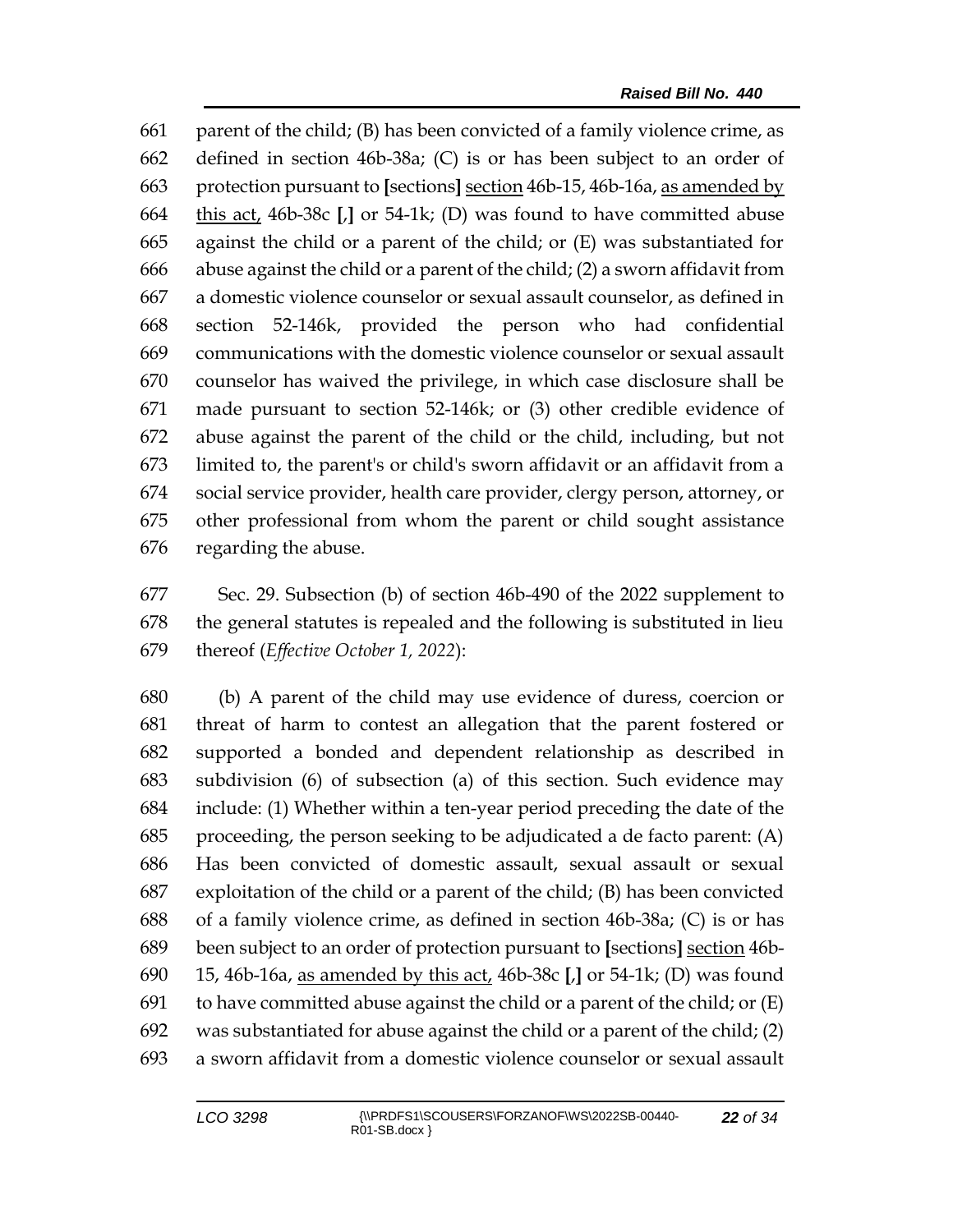parent of the child; (B) has been convicted of a family violence crime, as defined in section 46b-38a; (C) is or has been subject to an order of protection pursuant to [sections] section 46b-15, 46b-16a, as amended by this act, 46b-38c [,] or 54-1k; (D) was found to have committed abuse against the child or a parent of the child; or (E) was substantiated for abuse against the child or a parent of the child; (2) a sworn affidavit from a domestic violence counselor or sexual assault counselor, as defined in section 52-146k, provided the person who had confidential communications with the domestic violence counselor or sexual assault counselor has waived the privilege, in which case disclosure shall be made pursuant to section 52-146k; or (3) other credible evidence of abuse against the parent of the child or the child, including, but not limited to, the parent's or child's sworn affidavit or an affidavit from a social service provider, health care provider, clergy person, attorney, or other professional from whom the parent or child sought assistance regarding the abuse.

Sec. 29. Subsection (b) of section 46b-490 of the 2022 supplement to the general statutes is repealed and the following is substituted in lieu thereof (*Effective October 1, 2022*):

(b) A parent of the child may use evidence of duress, coercion or threat of harm to contest an allegation that the parent fostered or supported a bonded and dependent relationship as described in subdivision (6) of subsection (a) of this section. Such evidence may include: (1) Whether within a ten-year period preceding the date of the proceeding, the person seeking to be adjudicated a de facto parent: (A) Has been convicted of domestic assault, sexual assault or sexual exploitation of the child or a parent of the child; (B) has been convicted of a family violence crime, as defined in section 46b-38a; (C) is or has been subject to an order of protection pursuant to [sections] section 46b-15, 46b-16a, as amended by this act, 46b-38c [,] or 54-1k; (D) was found to have committed abuse against the child or a parent of the child; or (E) was substantiated for abuse against the child or a parent of the child; (2) a sworn affidavit from a domestic violence counselor or sexual assault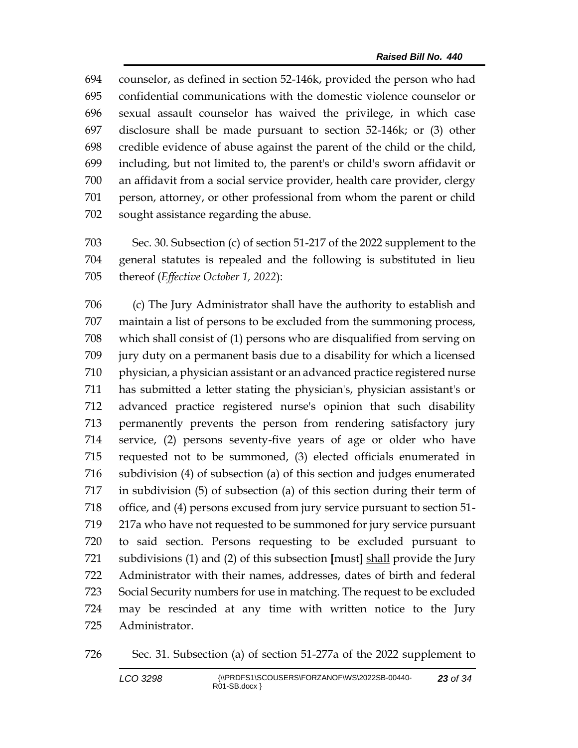694 counselor, as defined in section 52-146k, provided the person who had
695 confidential communications with the domestic violence counselor or
696 sexual assault counselor has waived the privilege, in which case
697 disclosure shall be made pursuant to section 52-146k; or (3) other
698 credible evidence of abuse against the parent of the child or the child,
699 including, but not limited to, the parent's or child's sworn affidavit or
700 an affidavit from a social service provider, health care provider, clergy
701 person, attorney, or other professional from whom the parent or child
702 sought assistance regarding the abuse.

703 Sec. 30. Subsection (c) of section 51-217 of the 2022 supplement to the
704 general statutes is repealed and the following is substituted in lieu
705 thereof (*Effective October 1, 2022*):

706 (c) The Jury Administrator shall have the authority to establish and
707 maintain a list of persons to be excluded from the summoning process,
708 which shall consist of (1) persons who are disqualified from serving on
709 jury duty on a permanent basis due to a disability for which a licensed
710 physician, a physician assistant or an advanced practice registered nurse
711 has submitted a letter stating the physician's, physician assistant's or
712 advanced practice registered nurse's opinion that such disability
713 permanently prevents the person from rendering satisfactory jury
714 service, (2) persons seventy-five years of age or older who have
715 requested not to be summoned, (3) elected officials enumerated in
716 subdivision (4) of subsection (a) of this section and judges enumerated
717 in subdivision (5) of subsection (a) of this section during their term of
718 office, and (4) persons excused from jury service pursuant to section 51-
719 217a who have not requested to be summoned for jury service pursuant
720 to said section. Persons requesting to be excluded pursuant to
721 subdivisions (1) and (2) of this subsection **[**must**]** <u>shall</u> provide the Jury
722 Administrator with their names, addresses, dates of birth and federal
723 Social Security numbers for use in matching. The request to be excluded
724 may be rescinded at any time with written notice to the Jury
725 Administrator.

726 Sec. 31. Subsection (a) of section 51-277a of the 2022 supplement to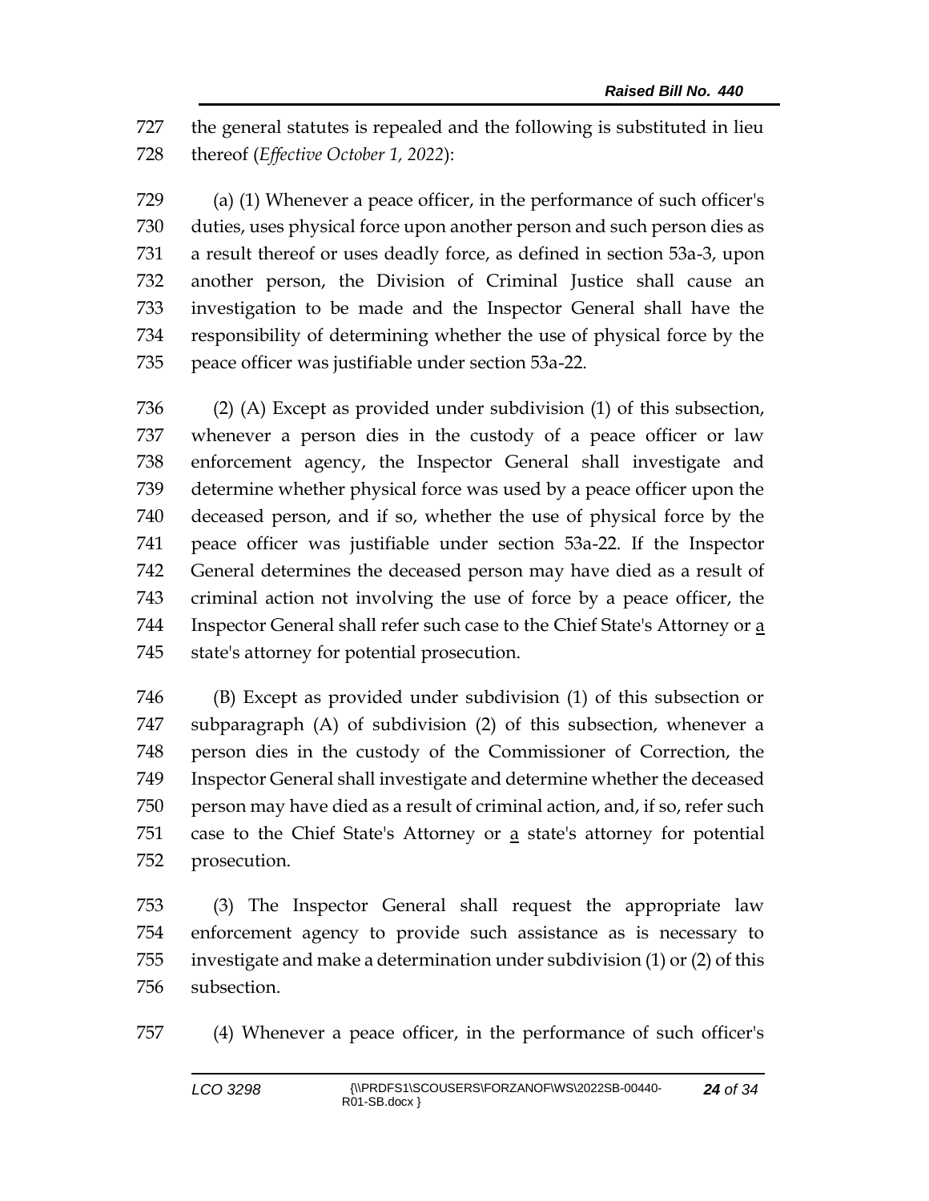727 the general statutes is repealed and the following is substituted in lieu
728 thereof (*Effective October 1, 2022*):

729 (a) (1) Whenever a peace officer, in the performance of such officer's
730 duties, uses physical force upon another person and such person dies as
731 a result thereof or uses deadly force, as defined in section 53a-3, upon
732 another person, the Division of Criminal Justice shall cause an
733 investigation to be made and the Inspector General shall have the
734 responsibility of determining whether the use of physical force by the
735 peace officer was justifiable under section 53a-22.

736 (2) (A) Except as provided under subdivision (1) of this subsection,
737 whenever a person dies in the custody of a peace officer or law
738 enforcement agency, the Inspector General shall investigate and
739 determine whether physical force was used by a peace officer upon the
740 deceased person, and if so, whether the use of physical force by the
741 peace officer was justifiable under section 53a-22. If the Inspector
742 General determines the deceased person may have died as a result of
743 criminal action not involving the use of force by a peace officer, the
744 Inspector General shall refer such case to the Chief State's Attorney or a
745 state's attorney for potential prosecution.

746 (B) Except as provided under subdivision (1) of this subsection or
747 subparagraph (A) of subdivision (2) of this subsection, whenever a
748 person dies in the custody of the Commissioner of Correction, the
749 Inspector General shall investigate and determine whether the deceased
750 person may have died as a result of criminal action, and, if so, refer such
751 case to the Chief State's Attorney or a state's attorney for potential
752 prosecution.

753 (3) The Inspector General shall request the appropriate law
754 enforcement agency to provide such assistance as is necessary to
755 investigate and make a determination under subdivision (1) or (2) of this
756 subsection.

757 (4) Whenever a peace officer, in the performance of such officer's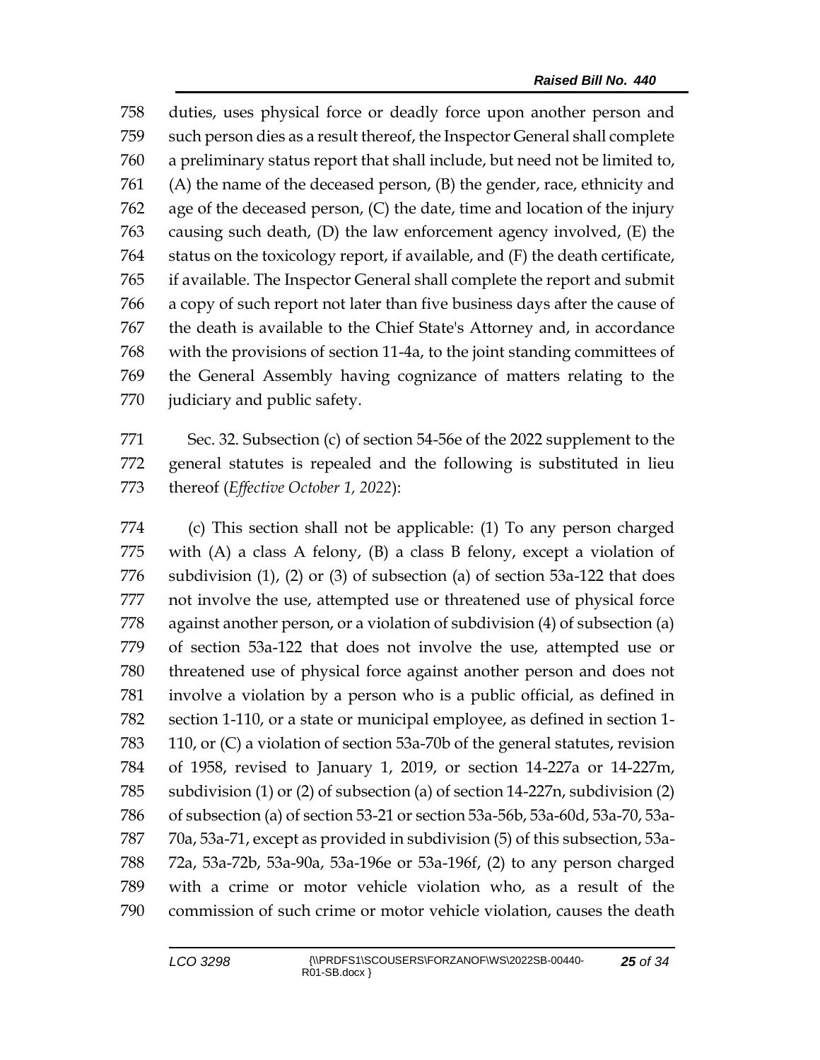duties, uses physical force or deadly force upon another person and such person dies as a result thereof, the Inspector General shall complete a preliminary status report that shall include, but need not be limited to, (A) the name of the deceased person, (B) the gender, race, ethnicity and age of the deceased person, (C) the date, time and location of the injury causing such death, (D) the law enforcement agency involved, (E) the status on the toxicology report, if available, and (F) the death certificate, if available. The Inspector General shall complete the report and submit a copy of such report not later than five business days after the cause of the death is available to the Chief State's Attorney and, in accordance with the provisions of section 11-4a, to the joint standing committees of the General Assembly having cognizance of matters relating to the judiciary and public safety.

Sec. 32. Subsection (c) of section 54-56e of the 2022 supplement to the general statutes is repealed and the following is substituted in lieu thereof (*Effective October 1, 2022*):

(c) This section shall not be applicable: (1) To any person charged with (A) a class A felony, (B) a class B felony, except a violation of subdivision (1), (2) or (3) of subsection (a) of section 53a-122 that does not involve the use, attempted use or threatened use of physical force against another person, or a violation of subdivision (4) of subsection (a) of section 53a-122 that does not involve the use, attempted use or threatened use of physical force against another person and does not involve a violation by a person who is a public official, as defined in section 1-110, or a state or municipal employee, as defined in section 1-110, or (C) a violation of section 53a-70b of the general statutes, revision of 1958, revised to January 1, 2019, or section 14-227a or 14-227m, subdivision (1) or (2) of subsection (a) of section 14-227n, subdivision (2) of subsection (a) of section 53-21 or section 53a-56b, 53a-60d, 53a-70, 53a-70a, 53a-71, except as provided in subdivision (5) of this subsection, 53a-72a, 53a-72b, 53a-90a, 53a-196e or 53a-196f, (2) to any person charged with a crime or motor vehicle violation who, as a result of the commission of such crime or motor vehicle violation, causes the death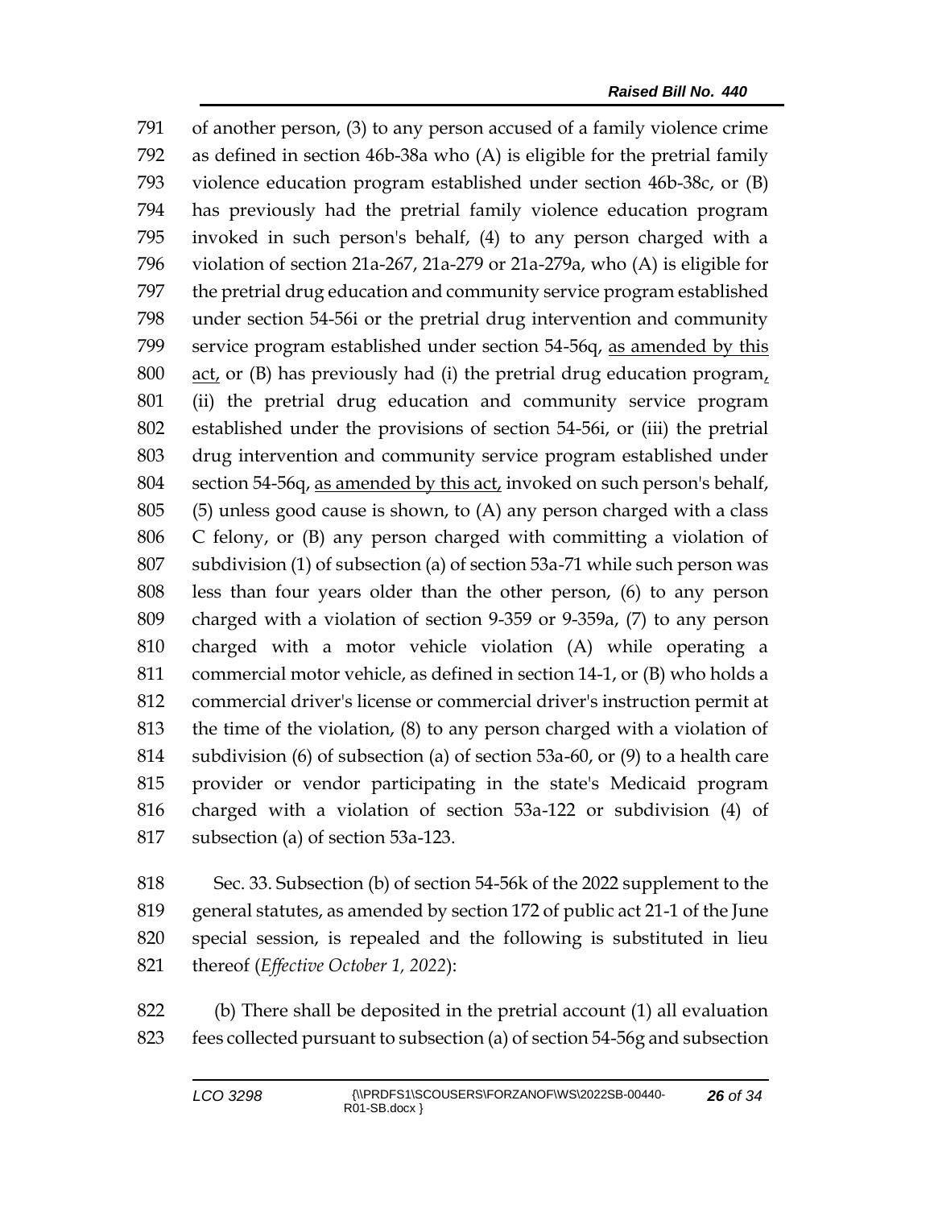791 of another person, (3) to any person accused of a family violence crime
792 as defined in section 46b-38a who (A) is eligible for the pretrial family
793 violence education program established under section 46b-38c, or (B)
794 has previously had the pretrial family violence education program
795 invoked in such person's behalf, (4) to any person charged with a
796 violation of section 21a-267, 21a-279 or 21a-279a, who (A) is eligible for
797 the pretrial drug education and community service program established
798 under section 54-56i or the pretrial drug intervention and community
799 service program established under section 54-56q, <u>as amended by this</u>
800 <u>act,</u> or (B) has previously had (i) the pretrial drug education program<u>,</u>
801 (ii) the pretrial drug education and community service program
802 established under the provisions of section 54-56i, or (iii) the pretrial
803 drug intervention and community service program established under
804 section 54-56q, <u>as amended by this act,</u> invoked on such person's behalf,
805 (5) unless good cause is shown, to (A) any person charged with a class
806 C felony, or (B) any person charged with committing a violation of
807 subdivision (1) of subsection (a) of section 53a-71 while such person was
808 less than four years older than the other person, (6) to any person
809 charged with a violation of section 9-359 or 9-359a, (7) to any person
810 charged with a motor vehicle violation (A) while operating a
811 commercial motor vehicle, as defined in section 14-1, or (B) who holds a
812 commercial driver's license or commercial driver's instruction permit at
813 the time of the violation, (8) to any person charged with a violation of
814 subdivision (6) of subsection (a) of section 53a-60, or (9) to a health care
815 provider or vendor participating in the state's Medicaid program
816 charged with a violation of section 53a-122 or subdivision (4) of
817 subsection (a) of section 53a-123.

818 Sec. 33. Subsection (b) of section 54-56k of the 2022 supplement to the
819 general statutes, as amended by section 172 of public act 21-1 of the June
820 special session, is repealed and the following is substituted in lieu
821 thereof (*Effective October 1, 2022*):

822 (b) There shall be deposited in the pretrial account (1) all evaluation
823 fees collected pursuant to subsection (a) of section 54-56g and subsection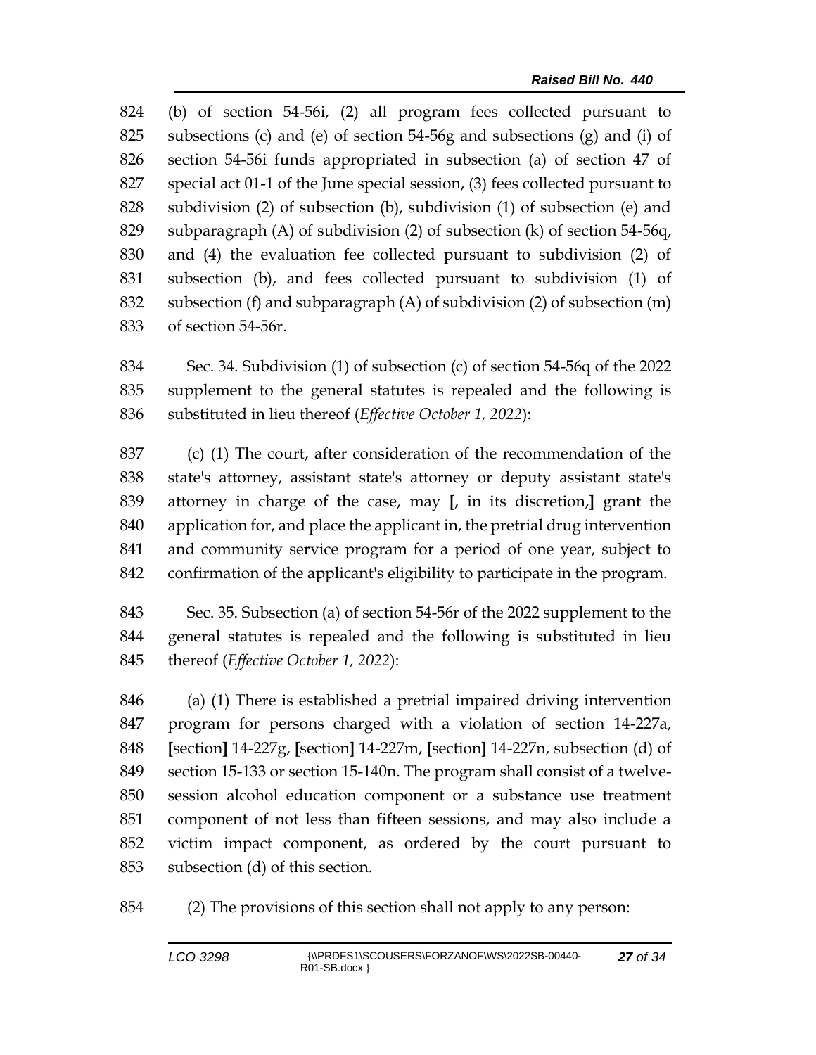824 (b) of section 54-56i, (2) all program fees collected pursuant to
825 subsections (c) and (e) of section 54-56g and subsections (g) and (i) of
826 section 54-56i funds appropriated in subsection (a) of section 47 of
827 special act 01-1 of the June special session, (3) fees collected pursuant to
828 subdivision (2) of subsection (b), subdivision (1) of subsection (e) and
829 subparagraph (A) of subdivision (2) of subsection (k) of section 54-56q,
830 and (4) the evaluation fee collected pursuant to subdivision (2) of
831 subsection (b), and fees collected pursuant to subdivision (1) of
832 subsection (f) and subparagraph (A) of subdivision (2) of subsection (m)
833 of section 54-56r.

834 Sec. 34. Subdivision (1) of subsection (c) of section 54-56q of the 2022
835 supplement to the general statutes is repealed and the following is
836 substituted in lieu thereof (*Effective October 1, 2022*):

837 (c) (1) The court, after consideration of the recommendation of the
838 state's attorney, assistant state's attorney or deputy assistant state's
839 attorney in charge of the case, may **[**, in its discretion,**]** grant the
840 application for, and place the applicant in, the pretrial drug intervention
841 and community service program for a period of one year, subject to
842 confirmation of the applicant's eligibility to participate in the program.

843 Sec. 35. Subsection (a) of section 54-56r of the 2022 supplement to the
844 general statutes is repealed and the following is substituted in lieu
845 thereof (*Effective October 1, 2022*):

846 (a) (1) There is established a pretrial impaired driving intervention
847 program for persons charged with a violation of section 14-227a,
848 **[**section**]** 14-227g, **[**section**]** 14-227m, **[**section**]** 14-227n, subsection (d) of
849 section 15-133 or section 15-140n. The program shall consist of a twelve-
850 session alcohol education component or a substance use treatment
851 component of not less than fifteen sessions, and may also include a
852 victim impact component, as ordered by the court pursuant to
853 subsection (d) of this section.

854 (2) The provisions of this section shall not apply to any person: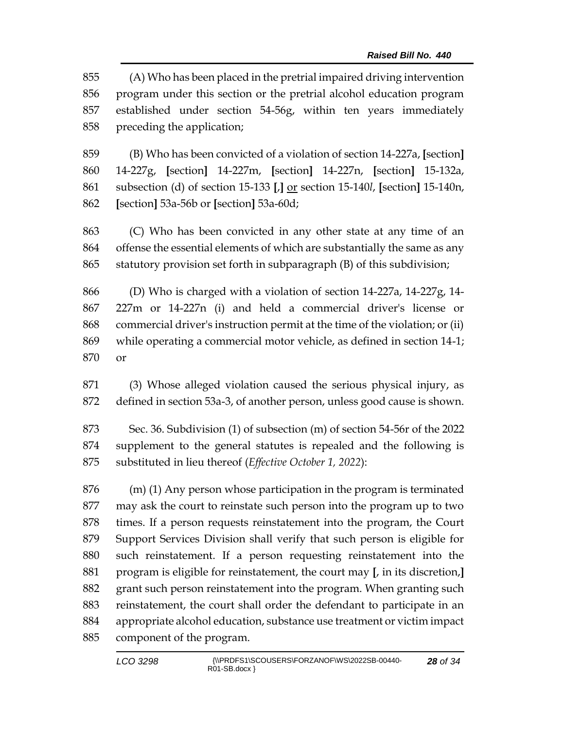855 (A) Who has been placed in the pretrial impaired driving intervention
856 program under this section or the pretrial alcohol education program
857 established under section 54-56g, within ten years immediately
858 preceding the application;

859 (B) Who has been convicted of a violation of section 14-227a, **[**section**]**
860 14-227g, **[**section**]** 14-227m, **[**section**]** 14-227n, **[**section**]** 15-132a,
861 subsection (d) of section 15-133 **[**,**]** <u>or</u> section 15-140*l*, **[**section**]** 15-140n,
862 **[**section**]** 53a-56b or **[**section**]** 53a-60d;

863 (C) Who has been convicted in any other state at any time of an
864 offense the essential elements of which are substantially the same as any
865 statutory provision set forth in subparagraph (B) of this subdivision;

866 (D) Who is charged with a violation of section 14-227a, 14-227g, 14-
867 227m or 14-227n (i) and held a commercial driver's license or
868 commercial driver's instruction permit at the time of the violation; or (ii)
869 while operating a commercial motor vehicle, as defined in section 14-1;
870 or

871 (3) Whose alleged violation caused the serious physical injury, as
872 defined in section 53a-3, of another person, unless good cause is shown.

873 Sec. 36. Subdivision (1) of subsection (m) of section 54-56r of the 2022
874 supplement to the general statutes is repealed and the following is
875 substituted in lieu thereof (*Effective October 1, 2022*):

876 (m) (1) Any person whose participation in the program is terminated
877 may ask the court to reinstate such person into the program up to two
878 times. If a person requests reinstatement into the program, the Court
879 Support Services Division shall verify that such person is eligible for
880 such reinstatement. If a person requesting reinstatement into the
881 program is eligible for reinstatement, the court may **[**, in its discretion,**]**
882 grant such person reinstatement into the program. When granting such
883 reinstatement, the court shall order the defendant to participate in an
884 appropriate alcohol education, substance use treatment or victim impact
885 component of the program.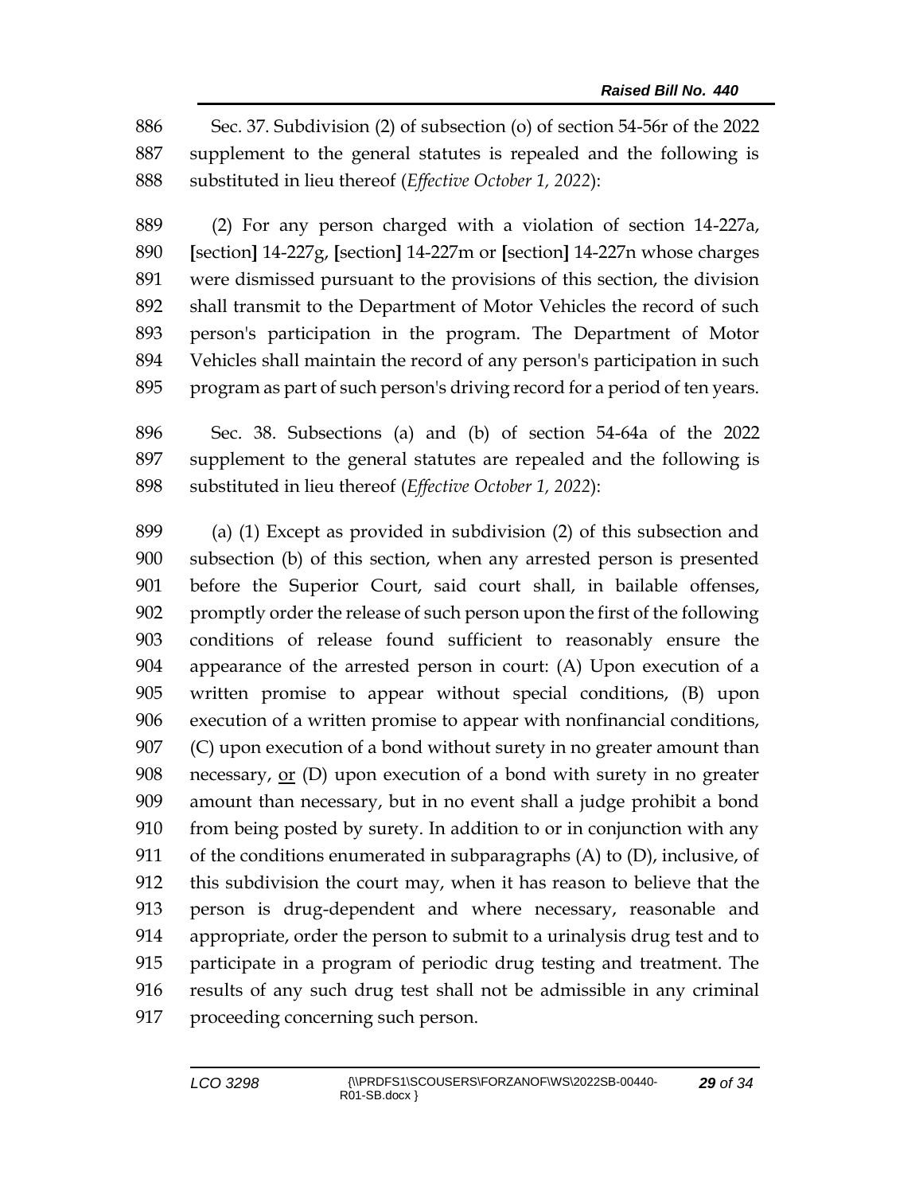886 Sec. 37. Subdivision (2) of subsection (o) of section 54-56r of the 2022
887 supplement to the general statutes is repealed and the following is
888 substituted in lieu thereof (*Effective October 1, 2022*):

889 (2) For any person charged with a violation of section 14-227a,
890 [section] 14-227g, [section] 14-227m or [section] 14-227n whose charges
891 were dismissed pursuant to the provisions of this section, the division
892 shall transmit to the Department of Motor Vehicles the record of such
893 person's participation in the program. The Department of Motor
894 Vehicles shall maintain the record of any person's participation in such
895 program as part of such person's driving record for a period of ten years.

896 Sec. 38. Subsections (a) and (b) of section 54-64a of the 2022
897 supplement to the general statutes are repealed and the following is
898 substituted in lieu thereof (*Effective October 1, 2022*):

899 (a) (1) Except as provided in subdivision (2) of this subsection and
900 subsection (b) of this section, when any arrested person is presented
901 before the Superior Court, said court shall, in bailable offenses,
902 promptly order the release of such person upon the first of the following
903 conditions of release found sufficient to reasonably ensure the
904 appearance of the arrested person in court: (A) Upon execution of a
905 written promise to appear without special conditions, (B) upon
906 execution of a written promise to appear with nonfinancial conditions,
907 (C) upon execution of a bond without surety in no greater amount than
908 necessary, <u>or</u> (D) upon execution of a bond with surety in no greater
909 amount than necessary, but in no event shall a judge prohibit a bond
910 from being posted by surety. In addition to or in conjunction with any
911 of the conditions enumerated in subparagraphs (A) to (D), inclusive, of
912 this subdivision the court may, when it has reason to believe that the
913 person is drug-dependent and where necessary, reasonable and
914 appropriate, order the person to submit to a urinalysis drug test and to
915 participate in a program of periodic drug testing and treatment. The
916 results of any such drug test shall not be admissible in any criminal
917 proceeding concerning such person.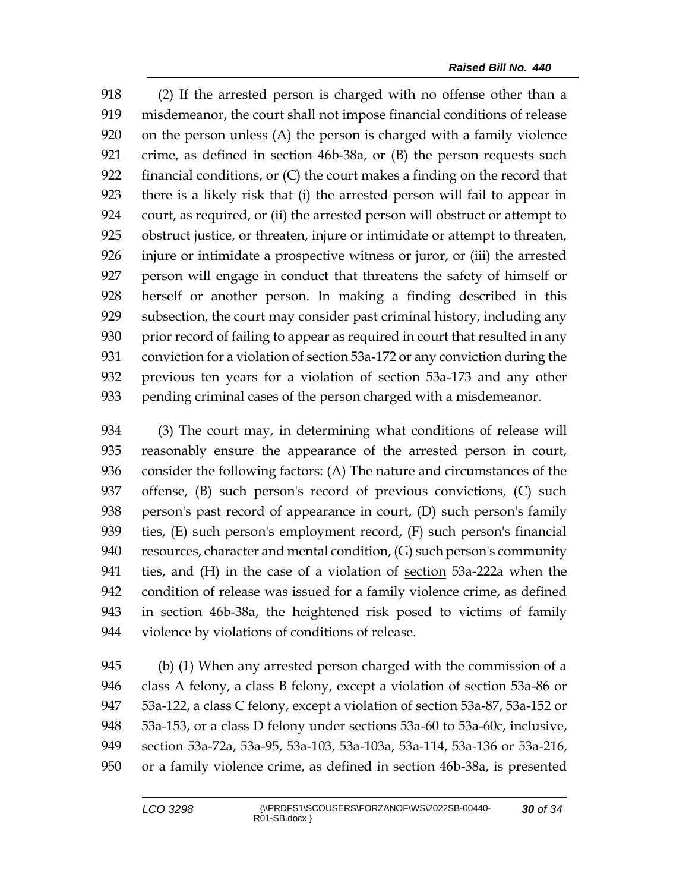918 (2) If the arrested person is charged with no offense other than a
919 misdemeanor, the court shall not impose financial conditions of release
920 on the person unless (A) the person is charged with a family violence
921 crime, as defined in section 46b-38a, or (B) the person requests such
922 financial conditions, or (C) the court makes a finding on the record that
923 there is a likely risk that (i) the arrested person will fail to appear in
924 court, as required, or (ii) the arrested person will obstruct or attempt to
925 obstruct justice, or threaten, injure or intimidate or attempt to threaten,
926 injure or intimidate a prospective witness or juror, or (iii) the arrested
927 person will engage in conduct that threatens the safety of himself or
928 herself or another person. In making a finding described in this
929 subsection, the court may consider past criminal history, including any
930 prior record of failing to appear as required in court that resulted in any
931 conviction for a violation of section 53a-172 or any conviction during the
932 previous ten years for a violation of section 53a-173 and any other
933 pending criminal cases of the person charged with a misdemeanor.

934 (3) The court may, in determining what conditions of release will
935 reasonably ensure the appearance of the arrested person in court,
936 consider the following factors: (A) The nature and circumstances of the
937 offense, (B) such person's record of previous convictions, (C) such
938 person's past record of appearance in court, (D) such person's family
939 ties, (E) such person's employment record, (F) such person's financial
940 resources, character and mental condition, (G) such person's community
941 ties, and (H) in the case of a violation of <u>section</u> 53a-222a when the
942 condition of release was issued for a family violence crime, as defined
943 in section 46b-38a, the heightened risk posed to victims of family
944 violence by violations of conditions of release.

945 (b) (1) When any arrested person charged with the commission of a
946 class A felony, a class B felony, except a violation of section 53a-86 or
947 53a-122, a class C felony, except a violation of section 53a-87, 53a-152 or
948 53a-153, or a class D felony under sections 53a-60 to 53a-60c, inclusive,
949 section 53a-72a, 53a-95, 53a-103, 53a-103a, 53a-114, 53a-136 or 53a-216,
950 or a family violence crime, as defined in section 46b-38a, is presented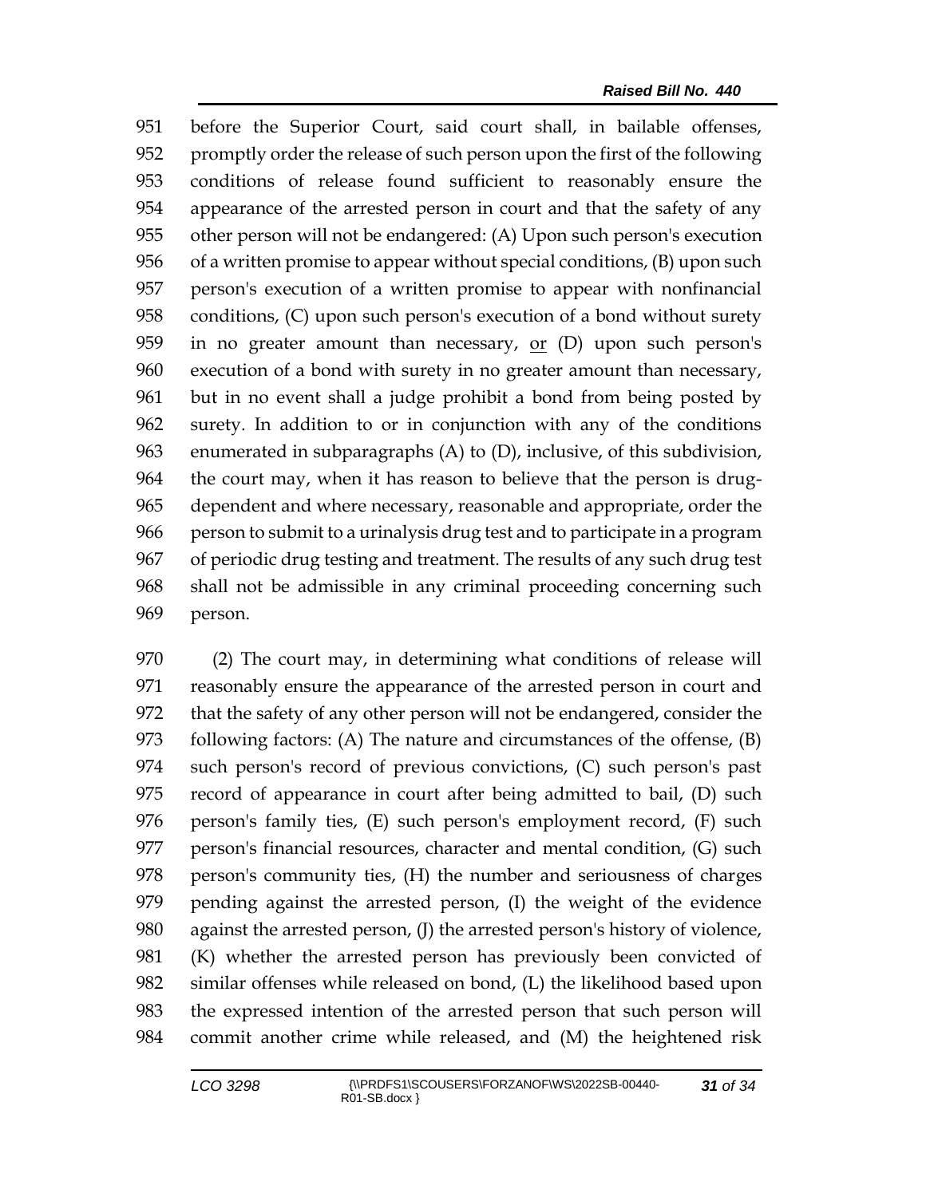before the Superior Court, said court shall, in bailable offenses, promptly order the release of such person upon the first of the following conditions of release found sufficient to reasonably ensure the appearance of the arrested person in court and that the safety of any other person will not be endangered: (A) Upon such person's execution of a written promise to appear without special conditions, (B) upon such person's execution of a written promise to appear with nonfinancial conditions, (C) upon such person's execution of a bond without surety in no greater amount than necessary, <u>or</u> (D) upon such person's execution of a bond with surety in no greater amount than necessary, but in no event shall a judge prohibit a bond from being posted by surety. In addition to or in conjunction with any of the conditions enumerated in subparagraphs (A) to (D), inclusive, of this subdivision, the court may, when it has reason to believe that the person is drug-dependent and where necessary, reasonable and appropriate, order the person to submit to a urinalysis drug test and to participate in a program of periodic drug testing and treatment. The results of any such drug test shall not be admissible in any criminal proceeding concerning such person.

(2) The court may, in determining what conditions of release will reasonably ensure the appearance of the arrested person in court and that the safety of any other person will not be endangered, consider the following factors: (A) The nature and circumstances of the offense, (B) such person's record of previous convictions, (C) such person's past record of appearance in court after being admitted to bail, (D) such person's family ties, (E) such person's employment record, (F) such person's financial resources, character and mental condition, (G) such person's community ties, (H) the number and seriousness of charges pending against the arrested person, (I) the weight of the evidence against the arrested person, (J) the arrested person's history of violence, (K) whether the arrested person has previously been convicted of similar offenses while released on bond, (L) the likelihood based upon the expressed intention of the arrested person that such person will commit another crime while released, and (M) the heightened risk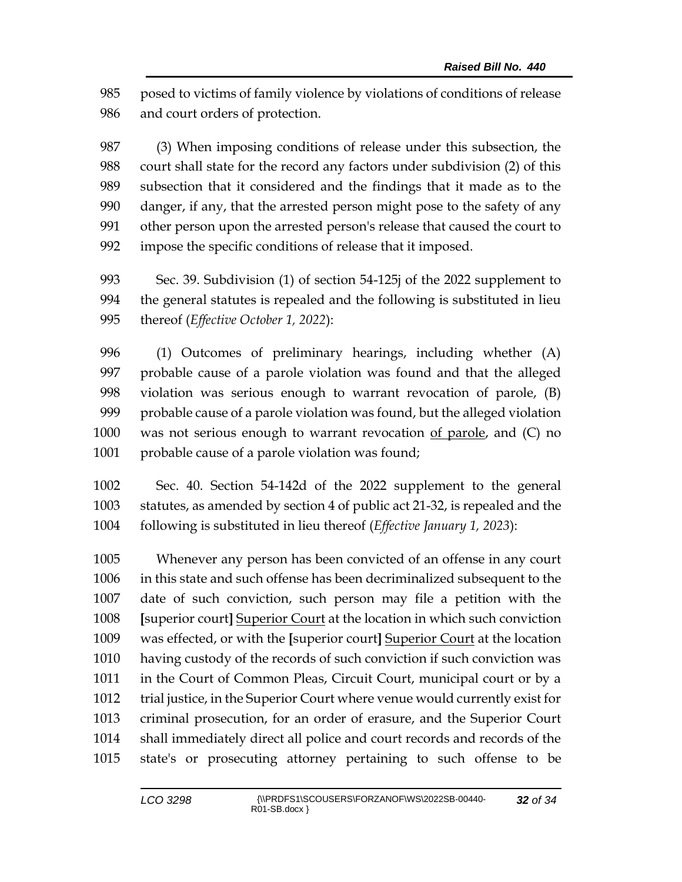985 posed to victims of family violence by violations of conditions of release
986 and court orders of protection.

987 (3) When imposing conditions of release under this subsection, the
988 court shall state for the record any factors under subdivision (2) of this
989 subsection that it considered and the findings that it made as to the
990 danger, if any, that the arrested person might pose to the safety of any
991 other person upon the arrested person's release that caused the court to
992 impose the specific conditions of release that it imposed.

993 Sec. 39. Subdivision (1) of section 54-125j of the 2022 supplement to
994 the general statutes is repealed and the following is substituted in lieu
995 thereof (*Effective October 1, 2022*):

996 (1) Outcomes of preliminary hearings, including whether (A)
997 probable cause of a parole violation was found and that the alleged
998 violation was serious enough to warrant revocation of parole, (B)
999 probable cause of a parole violation was found, but the alleged violation
1000 was not serious enough to warrant revocation <u>of parole</u>, and (C) no
1001 probable cause of a parole violation was found;

1002 Sec. 40. Section 54-142d of the 2022 supplement to the general
1003 statutes, as amended by section 4 of public act 21-32, is repealed and the
1004 following is substituted in lieu thereof (*Effective January 1, 2023*):

1005 Whenever any person has been convicted of an offense in any court
1006 in this state and such offense has been decriminalized subsequent to the
1007 date of such conviction, such person may file a petition with the
1008 **[**superior court**]** <u>Superior Court</u> at the location in which such conviction
1009 was effected, or with the **[**superior court**]** <u>Superior Court</u> at the location
1010 having custody of the records of such conviction if such conviction was
1011 in the Court of Common Pleas, Circuit Court, municipal court or by a
1012 trial justice, in the Superior Court where venue would currently exist for
1013 criminal prosecution, for an order of erasure, and the Superior Court
1014 shall immediately direct all police and court records and records of the
1015 state's or prosecuting attorney pertaining to such offense to be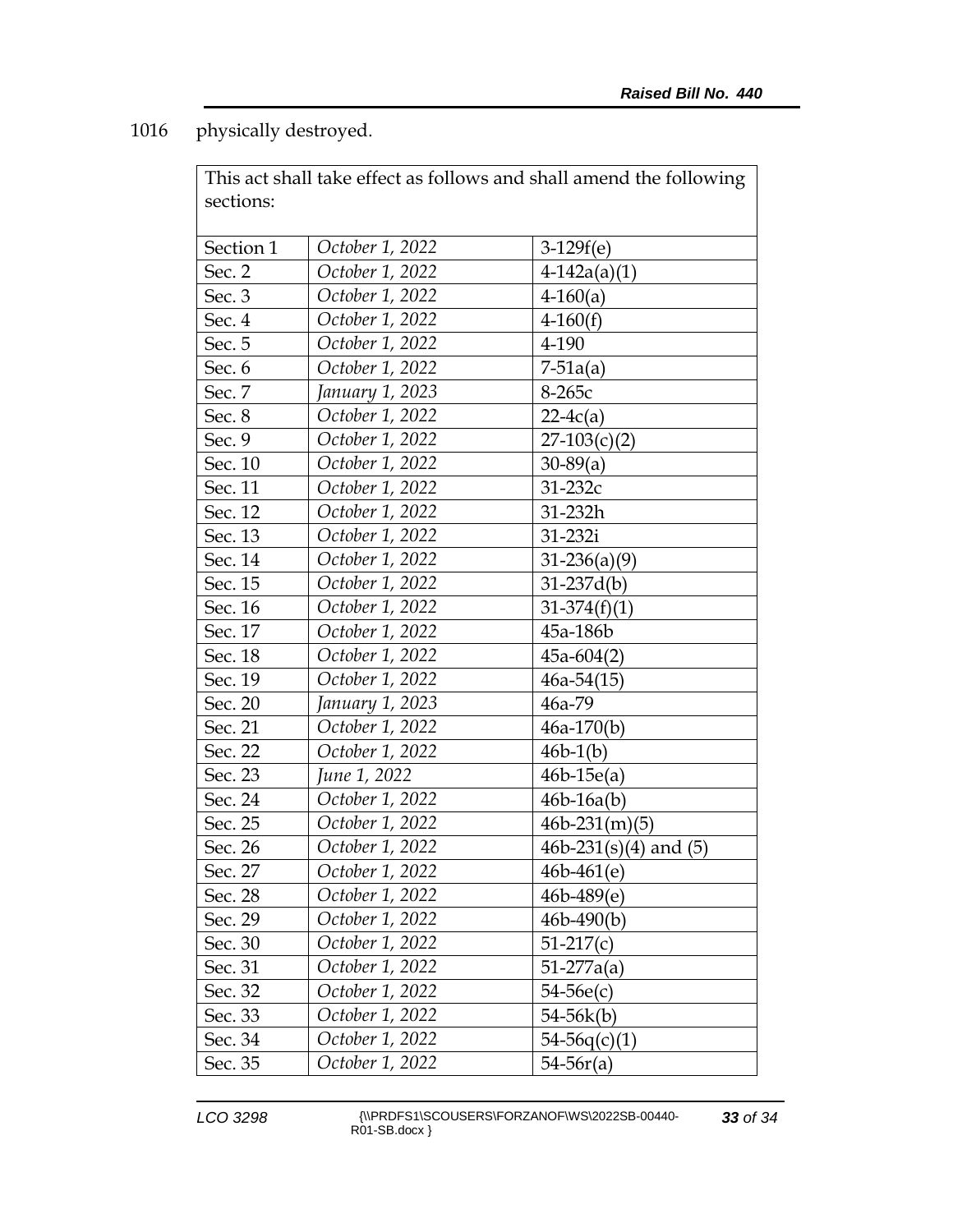1016 physically destroyed.

This act shall take effect as follows and shall amend the following sections:

| | | |
|---|---|---|
| Section 1 | *October 1, 2022* | 3-129f(e) |
| Sec. 2 | *October 1, 2022* | 4-142a(a)(1) |
| Sec. 3 | *October 1, 2022* | 4-160(a) |
| Sec. 4 | *October 1, 2022* | 4-160(f) |
| Sec. 5 | *October 1, 2022* | 4-190 |
| Sec. 6 | *October 1, 2022* | 7-51a(a) |
| Sec. 7 | *January 1, 2023* | 8-265c |
| Sec. 8 | *October 1, 2022* | 22-4c(a) |
| Sec. 9 | *October 1, 2022* | 27-103(c)(2) |
| Sec. 10 | *October 1, 2022* | 30-89(a) |
| Sec. 11 | *October 1, 2022* | 31-232c |
| Sec. 12 | *October 1, 2022* | 31-232h |
| Sec. 13 | *October 1, 2022* | 31-232i |
| Sec. 14 | *October 1, 2022* | 31-236(a)(9) |
| Sec. 15 | *October 1, 2022* | 31-237d(b) |
| Sec. 16 | *October 1, 2022* | 31-374(f)(1) |
| Sec. 17 | *October 1, 2022* | 45a-186b |
| Sec. 18 | *October 1, 2022* | 45a-604(2) |
| Sec. 19 | *October 1, 2022* | 46a-54(15) |
| Sec. 20 | *January 1, 2023* | 46a-79 |
| Sec. 21 | *October 1, 2022* | 46a-170(b) |
| Sec. 22 | *October 1, 2022* | 46b-1(b) |
| Sec. 23 | *June 1, 2022* | 46b-15e(a) |
| Sec. 24 | *October 1, 2022* | 46b-16a(b) |
| Sec. 25 | *October 1, 2022* | 46b-231(m)(5) |
| Sec. 26 | *October 1, 2022* | 46b-231(s)(4) and (5) |
| Sec. 27 | *October 1, 2022* | 46b-461(e) |
| Sec. 28 | *October 1, 2022* | 46b-489(e) |
| Sec. 29 | *October 1, 2022* | 46b-490(b) |
| Sec. 30 | *October 1, 2022* | 51-217(c) |
| Sec. 31 | *October 1, 2022* | 51-277a(a) |
| Sec. 32 | *October 1, 2022* | 54-56e(c) |
| Sec. 33 | *October 1, 2022* | 54-56k(b) |
| Sec. 34 | *October 1, 2022* | 54-56q(c)(1) |
| Sec. 35 | *October 1, 2022* | 54-56r(a) |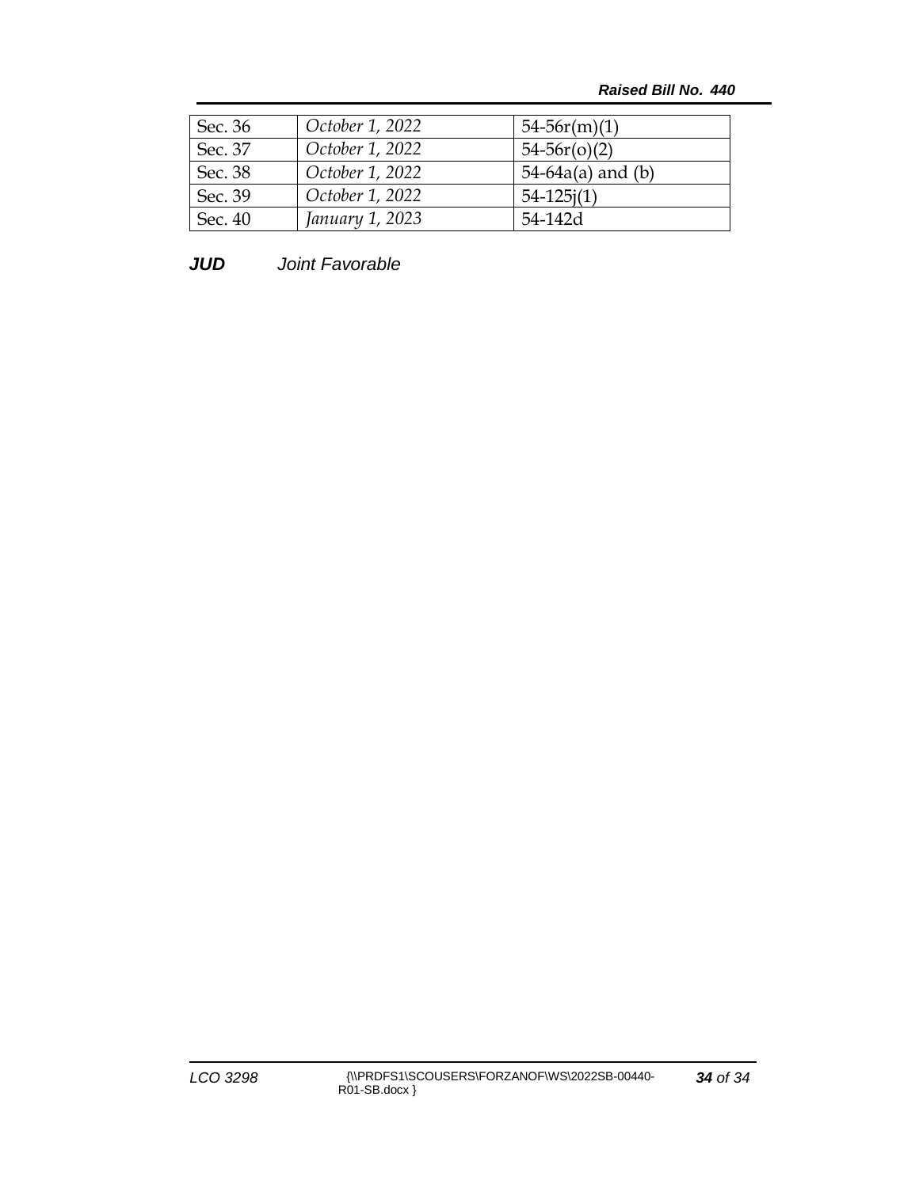| | | |
|---|---|---|
| Sec. 36 | *October 1, 2022* | 54-56r(m)(1) |
| Sec. 37 | *October 1, 2022* | 54-56r(o)(2) |
| Sec. 38 | *October 1, 2022* | 54-64a(a) and (b) |
| Sec. 39 | *October 1, 2022* | 54-125j(1) |
| Sec. 40 | *January 1, 2023* | 54-142d |

***JUD*** *Joint Favorable*